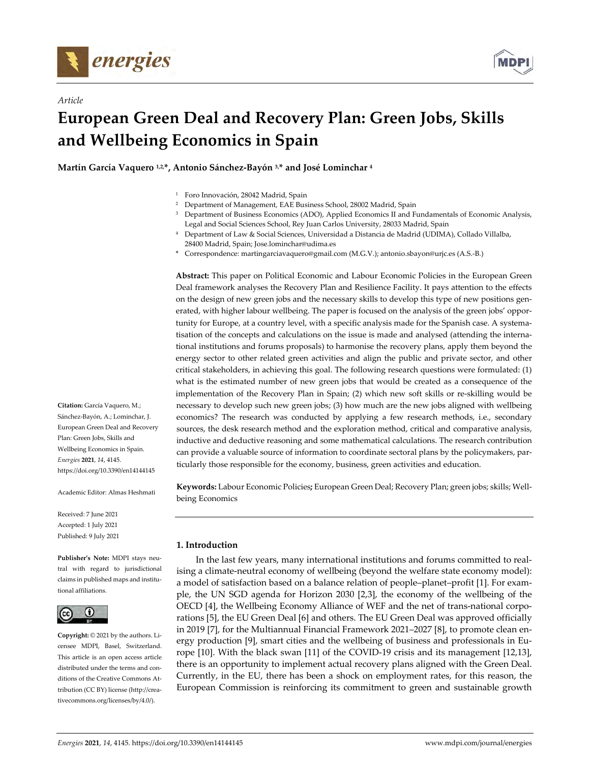*Article*

# European Green Deal and Recovery Plan: Green Jobs, Skills and Wellbeing Economics in Spain

**Martín García Vaquero [1,2,*], Antonio Sánchez-Bayón [3,*] and José Lominchar [4]**

[1] Foro Innovación, 28042 Madrid, Spain
[2] Department of Management, EAE Business School, 28002 Madrid, Spain
[3] Department of Business Economics (ADO), Applied Economics II and Fundamentals of Economic Analysis, Legal and Social Sciences School, Rey Juan Carlos University, 28033 Madrid, Spain
[4] Department of Law & Social Sciences, Universidad a Distancia de Madrid (UDIMA), Collado Villalba, 28400 Madrid, Spain; Jose.lominchar@udima.es
* Correspondence: martingarciavaquero@gmail.com (M.G.V.); antonio.sbayon@urjc.es (A.S.-B.)

**Abstract:** This paper on Political Economic and Labour Economic Policies in the European Green Deal framework analyses the Recovery Plan and Resilience Facility. It pays attention to the effects on the design of new green jobs and the necessary skills to develop this type of new positions generated, with higher labour wellbeing. The paper is focused on the analysis of the green jobs' opportunity for Europe, at a country level, with a specific analysis made for the Spanish case. A systematisation of the concepts and calculations on the issue is made and analysed (attending the international institutions and forums proposals) to harmonise the recovery plans, apply them beyond the energy sector to other related green activities and align the public and private sector, and other critical stakeholders, in achieving this goal. The following research questions were formulated: (1) what is the estimated number of new green jobs that would be created as a consequence of the implementation of the Recovery Plan in Spain; (2) which new soft skills or re-skilling would be necessary to develop such new green jobs; (3) how much are the new jobs aligned with wellbeing economics? The research was conducted by applying a few research methods, i.e., secondary sources, the desk research method and the exploration method, critical and comparative analysis, inductive and deductive reasoning and some mathematical calculations. The research contribution can provide a valuable source of information to coordinate sectoral plans by the policymakers, particularly those responsible for the economy, business, green activities and education.

**Keywords:** Labour Economic Policies**;** European Green Deal; Recovery Plan; green jobs; skills; Wellbeing Economics

**Citation:** García Vaquero, M.; Sánchez-Bayón, A.; Lominchar, J. European Green Deal and Recovery Plan: Green Jobs, Skills and Wellbeing Economics in Spain. *Energies* **2021**, *14*, 4145. https://doi.org/10.3390/en14144145

Academic Editor: Almas Heshmati

Received: 7 June 2021
Accepted: 1 July 2021
Published: 9 July 2021

**Publisher's Note:** MDPI stays neutral with regard to jurisdictional claims in published maps and institutional affiliations.

**Copyright:** © 2021 by the authors. Licensee MDPI, Basel, Switzerland. This article is an open access article distributed under the terms and conditions of the Creative Commons Attribution (CC BY) license (http://creativecommons.org/licenses/by/4.0/).

## 1. Introduction

In the last few years, many international institutions and forums committed to realising a climate-neutral economy of wellbeing (beyond the welfare state economy model): a model of satisfaction based on a balance relation of people–planet–profit [1]. For example, the UN SGD agenda for Horizon 2030 [2,3], the economy of the wellbeing of the OECD [4], the Wellbeing Economy Alliance of WEF and the net of trans-national corporations [5], the EU Green Deal [6] and others. The EU Green Deal was approved officially in 2019 [7], for the Multiannual Financial Framework 2021–2027 [8], to promote clean energy production [9], smart cities and the wellbeing of business and professionals in Europe [10]. With the black swan [11] of the COVID-19 crisis and its management [12,13], there is an opportunity to implement actual recovery plans aligned with the Green Deal. Currently, in the EU, there has been a shock on employment rates, for this reason, the European Commission is reinforcing its commitment to green and sustainable growth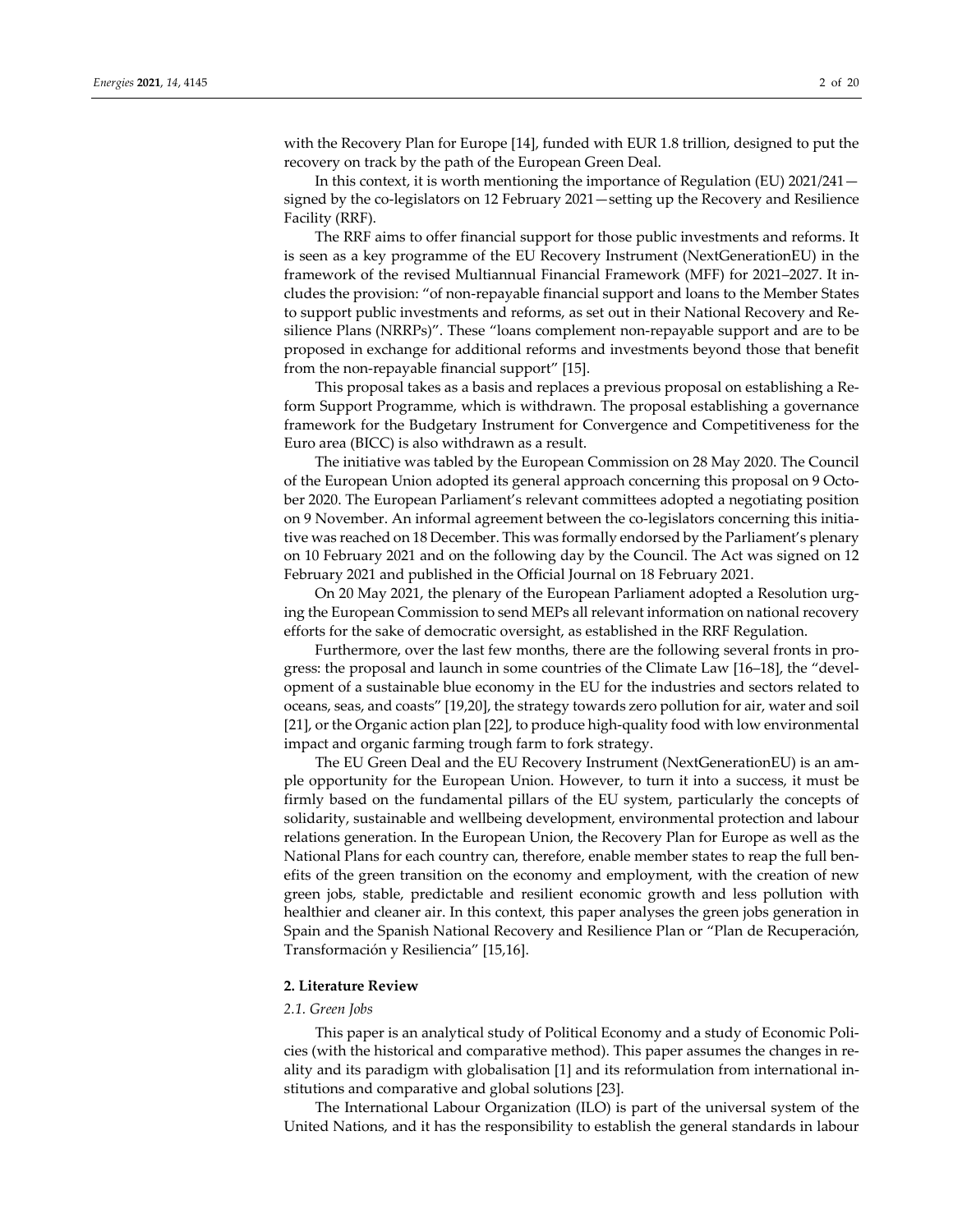with the Recovery Plan for Europe [14], funded with EUR 1.8 trillion, designed to put the recovery on track by the path of the European Green Deal.

In this context, it is worth mentioning the importance of Regulation (EU) 2021/241—signed by the co-legislators on 12 February 2021—setting up the Recovery and Resilience Facility (RRF).

The RRF aims to offer financial support for those public investments and reforms. It is seen as a key programme of the EU Recovery Instrument (NextGenerationEU) in the framework of the revised Multiannual Financial Framework (MFF) for 2021–2027. It includes the provision: "of non-repayable financial support and loans to the Member States to support public investments and reforms, as set out in their National Recovery and Resilience Plans (NRRPs)". These "loans complement non-repayable support and are to be proposed in exchange for additional reforms and investments beyond those that benefit from the non-repayable financial support" [15].

This proposal takes as a basis and replaces a previous proposal on establishing a Reform Support Programme, which is withdrawn. The proposal establishing a governance framework for the Budgetary Instrument for Convergence and Competitiveness for the Euro area (BICC) is also withdrawn as a result.

The initiative was tabled by the European Commission on 28 May 2020. The Council of the European Union adopted its general approach concerning this proposal on 9 October 2020. The European Parliament's relevant committees adopted a negotiating position on 9 November. An informal agreement between the co-legislators concerning this initiative was reached on 18 December. This was formally endorsed by the Parliament's plenary on 10 February 2021 and on the following day by the Council. The Act was signed on 12 February 2021 and published in the Official Journal on 18 February 2021.

On 20 May 2021, the plenary of the European Parliament adopted a Resolution urging the European Commission to send MEPs all relevant information on national recovery efforts for the sake of democratic oversight, as established in the RRF Regulation.

Furthermore, over the last few months, there are the following several fronts in progress: the proposal and launch in some countries of the Climate Law [16–18], the "development of a sustainable blue economy in the EU for the industries and sectors related to oceans, seas, and coasts" [19,20], the strategy towards zero pollution for air, water and soil [21], or the Organic action plan [22], to produce high-quality food with low environmental impact and organic farming trough farm to fork strategy.

The EU Green Deal and the EU Recovery Instrument (NextGenerationEU) is an ample opportunity for the European Union. However, to turn it into a success, it must be firmly based on the fundamental pillars of the EU system, particularly the concepts of solidarity, sustainable and wellbeing development, environmental protection and labour relations generation. In the European Union, the Recovery Plan for Europe as well as the National Plans for each country can, therefore, enable member states to reap the full benefits of the green transition on the economy and employment, with the creation of new green jobs, stable, predictable and resilient economic growth and less pollution with healthier and cleaner air. In this context, this paper analyses the green jobs generation in Spain and the Spanish National Recovery and Resilience Plan or "Plan de Recuperación, Transformación y Resiliencia" [15,16].

## 2. Literature Review

### 2.1. Green Jobs

This paper is an analytical study of Political Economy and a study of Economic Policies (with the historical and comparative method). This paper assumes the changes in reality and its paradigm with globalisation [1] and its reformulation from international institutions and comparative and global solutions [23].

The International Labour Organization (ILO) is part of the universal system of the United Nations, and it has the responsibility to establish the general standards in labour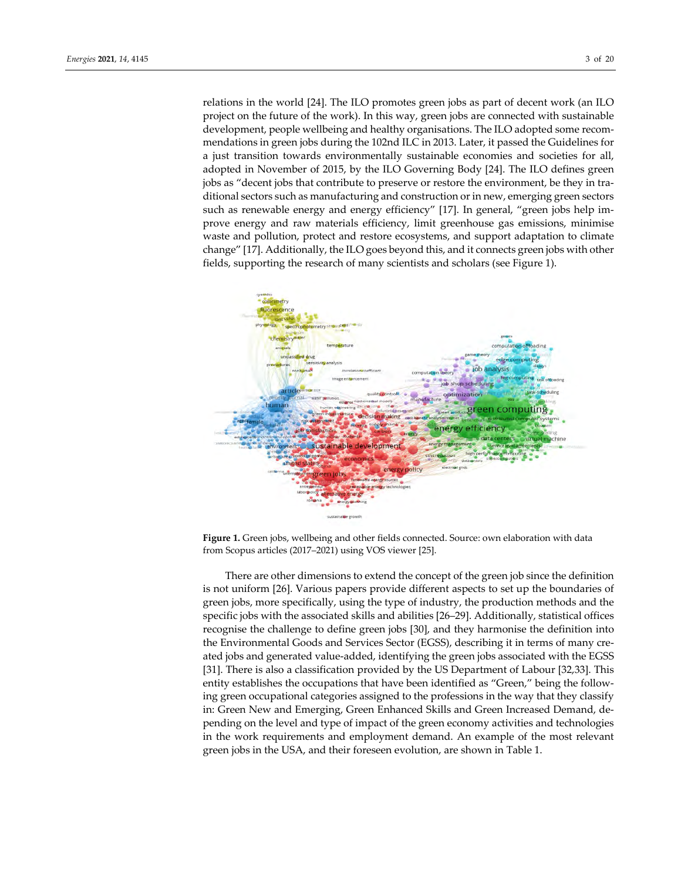relations in the world [24]. The ILO promotes green jobs as part of decent work (an ILO project on the future of the work). In this way, green jobs are connected with sustainable development, people wellbeing and healthy organisations. The ILO adopted some recommendations in green jobs during the 102nd ILC in 2013. Later, it passed the Guidelines for a just transition towards environmentally sustainable economies and societies for all, adopted in November of 2015, by the ILO Governing Body [24]. The ILO defines green jobs as "decent jobs that contribute to preserve or restore the environment, be they in traditional sectors such as manufacturing and construction or in new, emerging green sectors such as renewable energy and energy efficiency" [17]. In general, "green jobs help improve energy and raw materials efficiency, limit greenhouse gas emissions, minimise waste and pollution, protect and restore ecosystems, and support adaptation to climate change" [17]. Additionally, the ILO goes beyond this, and it connects green jobs with other fields, supporting the research of many scientists and scholars (see Figure 1).

**Figure 1.** Green jobs, wellbeing and other fields connected. Source: own elaboration with data from Scopus articles (2017–2021) using VOS viewer [25].

There are other dimensions to extend the concept of the green job since the definition is not uniform [26]. Various papers provide different aspects to set up the boundaries of green jobs, more specifically, using the type of industry, the production methods and the specific jobs with the associated skills and abilities [26–29]. Additionally, statistical offices recognise the challenge to define green jobs [30], and they harmonise the definition into the Environmental Goods and Services Sector (EGSS), describing it in terms of many created jobs and generated value-added, identifying the green jobs associated with the EGSS [31]. There is also a classification provided by the US Department of Labour [32,33]. This entity establishes the occupations that have been identified as "Green," being the following green occupational categories assigned to the professions in the way that they classify in: Green New and Emerging, Green Enhanced Skills and Green Increased Demand, depending on the level and type of impact of the green economy activities and technologies in the work requirements and employment demand. An example of the most relevant green jobs in the USA, and their foreseen evolution, are shown in Table 1.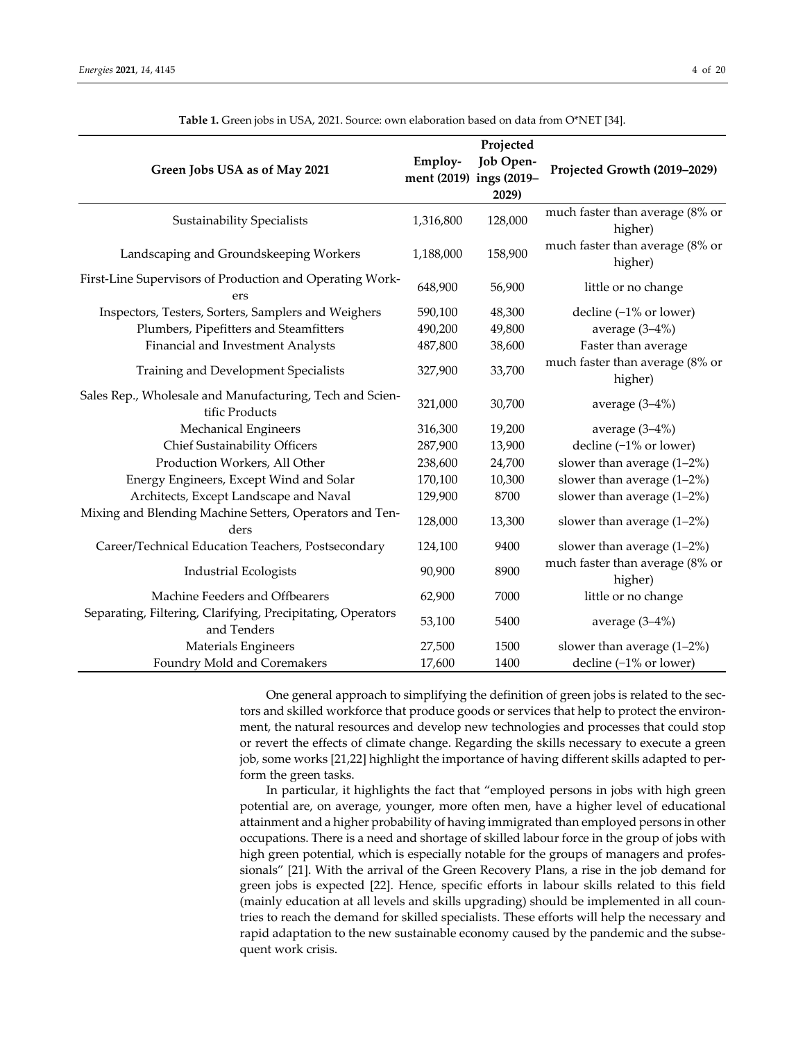**Table 1.** Green jobs in USA, 2021. Source: own elaboration based on data from O*NET [34].

| Green Jobs USA as of May 2021 | Employment (2019) | Projected Job Openings (2019–2029) | Projected Growth (2019–2029) |
|---|---|---|---|
| Sustainability Specialists | 1,316,800 | 128,000 | much faster than average (8% or higher) |
| Landscaping and Groundskeeping Workers | 1,188,000 | 158,900 | much faster than average (8% or higher) |
| First-Line Supervisors of Production and Operating Workers | 648,900 | 56,900 | little or no change |
| Inspectors, Testers, Sorters, Samplers and Weighers | 590,100 | 48,300 | decline (−1% or lower) |
| Plumbers, Pipefitters and Steamfitters | 490,200 | 49,800 | average (3–4%) |
| Financial and Investment Analysts | 487,800 | 38,600 | Faster than average |
| Training and Development Specialists | 327,900 | 33,700 | much faster than average (8% or higher) |
| Sales Rep., Wholesale and Manufacturing, Tech and Scientific Products | 321,000 | 30,700 | average (3–4%) |
| Mechanical Engineers | 316,300 | 19,200 | average (3–4%) |
| Chief Sustainability Officers | 287,900 | 13,900 | decline (−1% or lower) |
| Production Workers, All Other | 238,600 | 24,700 | slower than average (1–2%) |
| Energy Engineers, Except Wind and Solar | 170,100 | 10,300 | slower than average (1–2%) |
| Architects, Except Landscape and Naval | 129,900 | 8700 | slower than average (1–2%) |
| Mixing and Blending Machine Setters, Operators and Tenders | 128,000 | 13,300 | slower than average (1–2%) |
| Career/Technical Education Teachers, Postsecondary | 124,100 | 9400 | slower than average (1–2%) |
| Industrial Ecologists | 90,900 | 8900 | much faster than average (8% or higher) |
| Machine Feeders and Offbearers | 62,900 | 7000 | little or no change |
| Separating, Filtering, Clarifying, Precipitating, Operators and Tenders | 53,100 | 5400 | average (3–4%) |
| Materials Engineers | 27,500 | 1500 | slower than average (1–2%) |
| Foundry Mold and Coremakers | 17,600 | 1400 | decline (−1% or lower) |

One general approach to simplifying the definition of green jobs is related to the sectors and skilled workforce that produce goods or services that help to protect the environment, the natural resources and develop new technologies and processes that could stop or revert the effects of climate change. Regarding the skills necessary to execute a green job, some works [21,22] highlight the importance of having different skills adapted to perform the green tasks.

In particular, it highlights the fact that "employed persons in jobs with high green potential are, on average, younger, more often men, have a higher level of educational attainment and a higher probability of having immigrated than employed persons in other occupations. There is a need and shortage of skilled labour force in the group of jobs with high green potential, which is especially notable for the groups of managers and professionals" [21]. With the arrival of the Green Recovery Plans, a rise in the job demand for green jobs is expected [22]. Hence, specific efforts in labour skills related to this field (mainly education at all levels and skills upgrading) should be implemented in all countries to reach the demand for skilled specialists. These efforts will help the necessary and rapid adaptation to the new sustainable economy caused by the pandemic and the subsequent work crisis.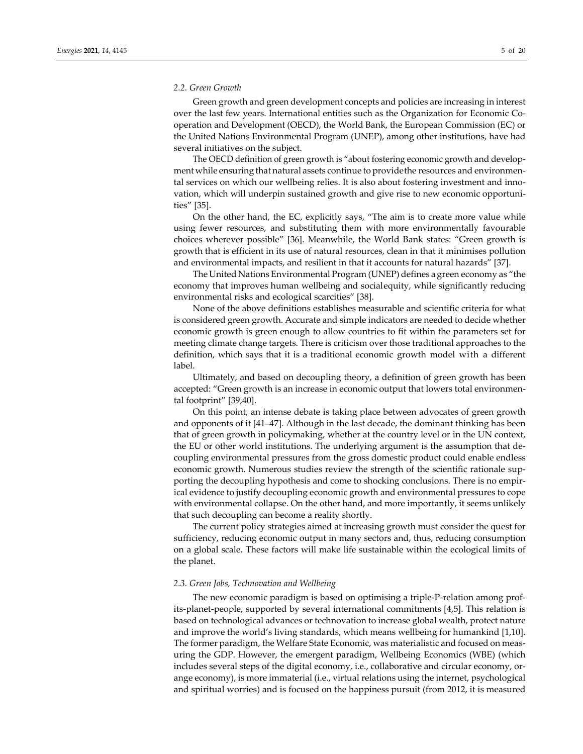### 2.2. Green Growth

Green growth and green development concepts and policies are increasing in interest over the last few years. International entities such as the Organization for Economic Cooperation and Development (OECD), the World Bank, the European Commission (EC) or the United Nations Environmental Program (UNEP), among other institutions, have had several initiatives on the subject.

The OECD definition of green growth is "about fostering economic growth and development while ensuring that natural assets continue to provide the resources and environmental services on which our wellbeing relies. It is also about fostering investment and innovation, which will underpin sustained growth and give rise to new economic opportunities" [35].

On the other hand, the EC, explicitly says, "The aim is to create more value while using fewer resources, and substituting them with more environmentally favourable choices wherever possible" [36]. Meanwhile, the World Bank states: "Green growth is growth that is efficient in its use of natural resources, clean in that it minimises pollution and environmental impacts, and resilient in that it accounts for natural hazards" [37].

The United Nations Environmental Program (UNEP) defines a green economy as "the economy that improves human wellbeing and social equity, while significantly reducing environmental risks and ecological scarcities" [38].

None of the above definitions establishes measurable and scientific criteria for what is considered green growth. Accurate and simple indicators are needed to decide whether economic growth is green enough to allow countries to fit within the parameters set for meeting climate change targets. There is criticism over those traditional approaches to the definition, which says that it is a traditional economic growth model with a different label.

Ultimately, and based on decoupling theory, a definition of green growth has been accepted: "Green growth is an increase in economic output that lowers total environmental footprint" [39,40].

On this point, an intense debate is taking place between advocates of green growth and opponents of it [41–47]. Although in the last decade, the dominant thinking has been that of green growth in policymaking, whether at the country level or in the UN context, the EU or other world institutions. The underlying argument is the assumption that decoupling environmental pressures from the gross domestic product could enable endless economic growth. Numerous studies review the strength of the scientific rationale supporting the decoupling hypothesis and come to shocking conclusions. There is no empirical evidence to justify decoupling economic growth and environmental pressures to cope with environmental collapse. On the other hand, and more importantly, it seems unlikely that such decoupling can become a reality shortly.

The current policy strategies aimed at increasing growth must consider the quest for sufficiency, reducing economic output in many sectors and, thus, reducing consumption on a global scale. These factors will make life sustainable within the ecological limits of the planet.

### 2.3. Green Jobs, Technovation and Wellbeing

The new economic paradigm is based on optimising a triple-P-relation among profits-planet-people, supported by several international commitments [4,5]. This relation is based on technological advances or technovation to increase global wealth, protect nature and improve the world's living standards, which means wellbeing for humankind [1,10]. The former paradigm, the Welfare State Economic, was materialistic and focused on measuring the GDP. However, the emergent paradigm, Wellbeing Economics (WBE) (which includes several steps of the digital economy, i.e., collaborative and circular economy, orange economy), is more immaterial (i.e., virtual relations using the internet, psychological and spiritual worries) and is focused on the happiness pursuit (from 2012, it is measured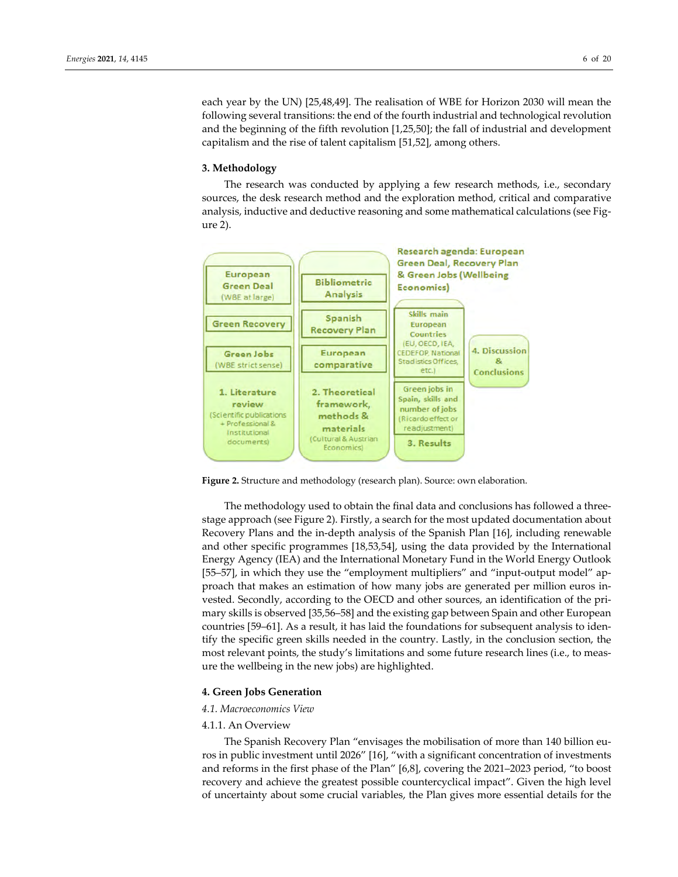each year by the UN) [25,48,49]. The realisation of WBE for Horizon 2030 will mean the following several transitions: the end of the fourth industrial and technological revolution and the beginning of the fifth revolution [1,25,50]; the fall of industrial and development capitalism and the rise of talent capitalism [51,52], among others.

## 3. Methodology

The research was conducted by applying a few research methods, i.e., secondary sources, the desk research method and the exploration method, critical and comparative analysis, inductive and deductive reasoning and some mathematical calculations (see Figure 2).

Research agenda: European Green Deal, Recovery Plan & Green Jobs (Wellbeing Economics)

- **1. Literature review** (Scientific publications + Professional & Institutional documents)
  - European Green Deal (WBE at large)
  - Green Recovery
  - Green Jobs (WBE strict sense)
- **2. Theoretical framework, methods & materials** (Cultural & Austrian Economics)
  - Bibliometric Analysis
  - Spanish Recovery Plan
  - European comparative
- **3. Results**
  - Skills main European Countries (EU, OECD, IEA, CEDEFOP, National Stadistics Offices, etc.)
  - Green jobs in Spain, skills and number of jobs (Ricardo effect or readjustment)
- **4. Discussion & Conclusions**

**Figure 2.** Structure and methodology (research plan). Source: own elaboration.

The methodology used to obtain the final data and conclusions has followed a three-stage approach (see Figure 2). Firstly, a search for the most updated documentation about Recovery Plans and the in-depth analysis of the Spanish Plan [16], including renewable and other specific programmes [18,53,54], using the data provided by the International Energy Agency (IEA) and the International Monetary Fund in the World Energy Outlook [55–57], in which they use the "employment multipliers" and "input-output model" approach that makes an estimation of how many jobs are generated per million euros invested. Secondly, according to the OECD and other sources, an identification of the primary skills is observed [35,56–58] and the existing gap between Spain and other European countries [59–61]. As a result, it has laid the foundations for subsequent analysis to identify the specific green skills needed in the country. Lastly, in the conclusion section, the most relevant points, the study's limitations and some future research lines (i.e., to measure the wellbeing in the new jobs) are highlighted.

## 4. Green Jobs Generation

### *4.1. Macroeconomics View*

#### 4.1.1. An Overview

The Spanish Recovery Plan "envisages the mobilisation of more than 140 billion euros in public investment until 2026" [16], "with a significant concentration of investments and reforms in the first phase of the Plan" [6,8], covering the 2021–2023 period, "to boost recovery and achieve the greatest possible countercyclical impact". Given the high level of uncertainty about some crucial variables, the Plan gives more essential details for the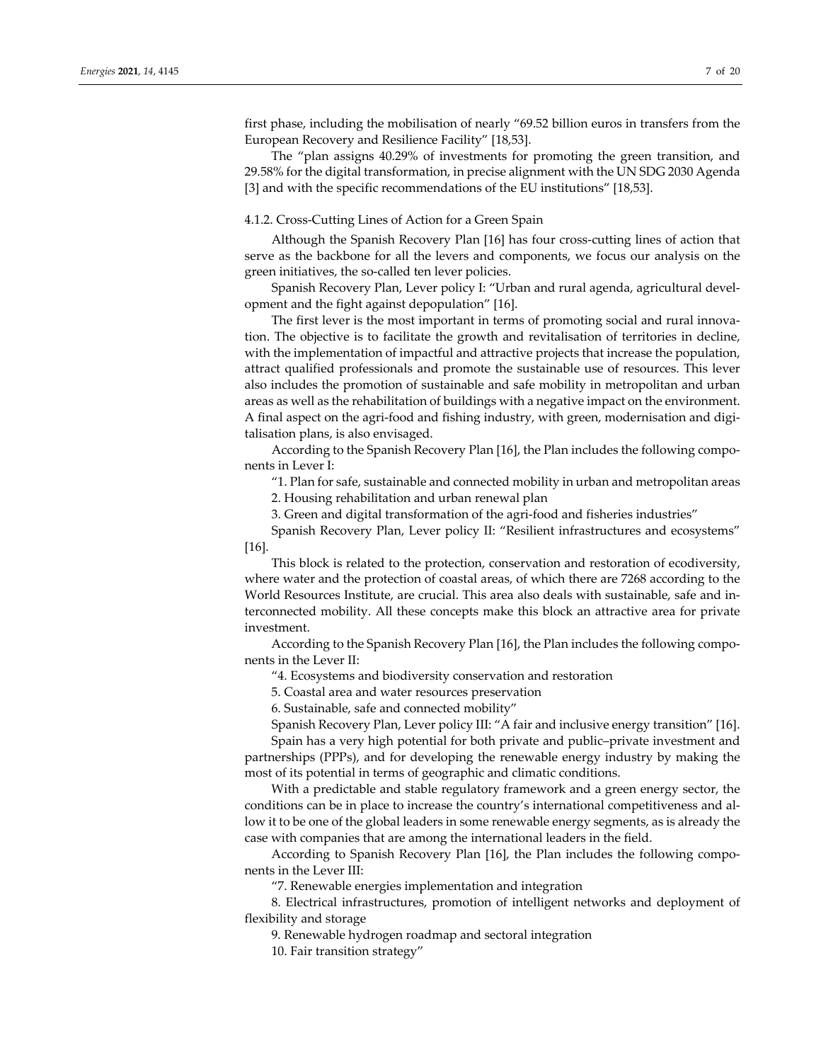first phase, including the mobilisation of nearly "69.52 billion euros in transfers from the European Recovery and Resilience Facility" [18,53].

The "plan assigns 40.29% of investments for promoting the green transition, and 29.58% for the digital transformation, in precise alignment with the UN SDG 2030 Agenda [3] and with the specific recommendations of the EU institutions" [18,53].

#### 4.1.2. Cross-Cutting Lines of Action for a Green Spain

Although the Spanish Recovery Plan [16] has four cross-cutting lines of action that serve as the backbone for all the levers and components, we focus our analysis on the green initiatives, the so-called ten lever policies.

Spanish Recovery Plan, Lever policy I: "Urban and rural agenda, agricultural development and the fight against depopulation" [16].

The first lever is the most important in terms of promoting social and rural innovation. The objective is to facilitate the growth and revitalisation of territories in decline, with the implementation of impactful and attractive projects that increase the population, attract qualified professionals and promote the sustainable use of resources. This lever also includes the promotion of sustainable and safe mobility in metropolitan and urban areas as well as the rehabilitation of buildings with a negative impact on the environment. A final aspect on the agri-food and fishing industry, with green, modernisation and digitalisation plans, is also envisaged.

According to the Spanish Recovery Plan [16], the Plan includes the following components in Lever I:

"1. Plan for safe, sustainable and connected mobility in urban and metropolitan areas

2. Housing rehabilitation and urban renewal plan

3. Green and digital transformation of the agri-food and fisheries industries"

Spanish Recovery Plan, Lever policy II: "Resilient infrastructures and ecosystems" [16].

This block is related to the protection, conservation and restoration of ecodiversity, where water and the protection of coastal areas, of which there are 7268 according to the World Resources Institute, are crucial. This area also deals with sustainable, safe and interconnected mobility. All these concepts make this block an attractive area for private investment.

According to the Spanish Recovery Plan [16], the Plan includes the following components in the Lever II:

"4. Ecosystems and biodiversity conservation and restoration

5. Coastal area and water resources preservation

6. Sustainable, safe and connected mobility"

Spanish Recovery Plan, Lever policy III: "A fair and inclusive energy transition" [16].

Spain has a very high potential for both private and public–private investment and partnerships (PPPs), and for developing the renewable energy industry by making the most of its potential in terms of geographic and climatic conditions.

With a predictable and stable regulatory framework and a green energy sector, the conditions can be in place to increase the country's international competitiveness and allow it to be one of the global leaders in some renewable energy segments, as is already the case with companies that are among the international leaders in the field.

According to Spanish Recovery Plan [16], the Plan includes the following components in the Lever III:

"7. Renewable energies implementation and integration

8. Electrical infrastructures, promotion of intelligent networks and deployment of flexibility and storage

9. Renewable hydrogen roadmap and sectoral integration

10. Fair transition strategy"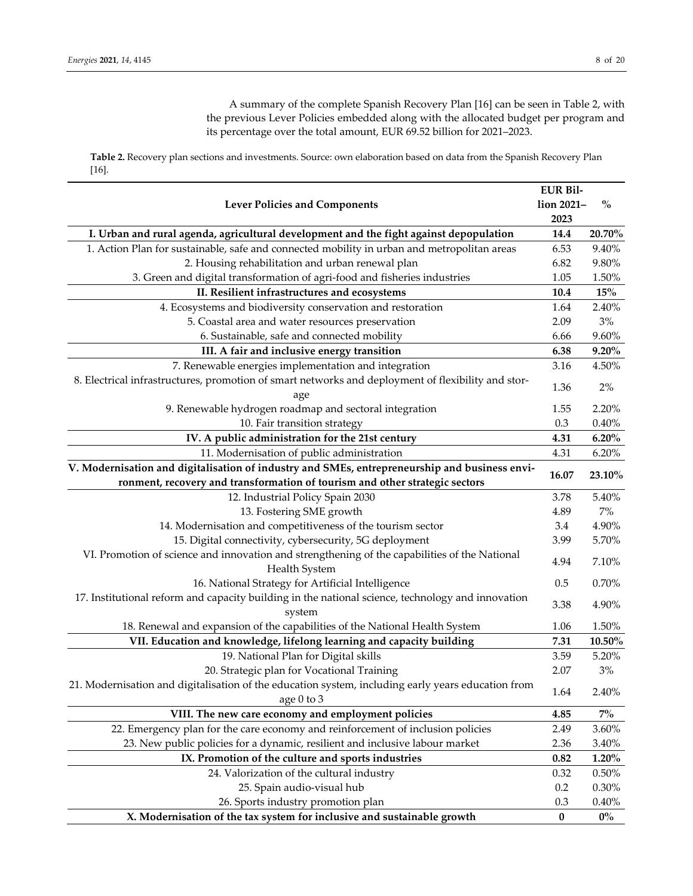A summary of the complete Spanish Recovery Plan [16] can be seen in Table 2, with the previous Lever Policies embedded along with the allocated budget per program and its percentage over the total amount, EUR 69.52 billion for 2021–2023.

**Table 2.** Recovery plan sections and investments. Source: own elaboration based on data from the Spanish Recovery Plan [16].

| Lever Policies and Components | EUR Billion 2021–2023 | % |
|---|---|---|
| **I. Urban and rural agenda, agricultural development and the fight against depopulation** | **14.4** | **20.70%** |
| 1. Action Plan for sustainable, safe and connected mobility in urban and metropolitan areas | 6.53 | 9.40% |
| 2. Housing rehabilitation and urban renewal plan | 6.82 | 9.80% |
| 3. Green and digital transformation of agri-food and fisheries industries | 1.05 | 1.50% |
| **II. Resilient infrastructures and ecosystems** | **10.4** | **15%** |
| 4. Ecosystems and biodiversity conservation and restoration | 1.64 | 2.40% |
| 5. Coastal area and water resources preservation | 2.09 | 3% |
| 6. Sustainable, safe and connected mobility | 6.66 | 9.60% |
| **III. A fair and inclusive energy transition** | **6.38** | **9.20%** |
| 7. Renewable energies implementation and integration | 3.16 | 4.50% |
| 8. Electrical infrastructures, promotion of smart networks and deployment of flexibility and storage | 1.36 | 2% |
| 9. Renewable hydrogen roadmap and sectoral integration | 1.55 | 2.20% |
| 10. Fair transition strategy | 0.3 | 0.40% |
| **IV. A public administration for the 21st century** | **4.31** | **6.20%** |
| 11. Modernisation of public administration | 4.31 | 6.20% |
| **V. Modernisation and digitalisation of industry and SMEs, entrepreneurship and business environment, recovery and transformation of tourism and other strategic sectors** | **16.07** | **23.10%** |
| 12. Industrial Policy Spain 2030 | 3.78 | 5.40% |
| 13. Fostering SME growth | 4.89 | 7% |
| 14. Modernisation and competitiveness of the tourism sector | 3.4 | 4.90% |
| 15. Digital connectivity, cybersecurity, 5G deployment | 3.99 | 5.70% |
| VI. Promotion of science and innovation and strengthening of the capabilities of the National Health System | 4.94 | 7.10% |
| 16. National Strategy for Artificial Intelligence | 0.5 | 0.70% |
| 17. Institutional reform and capacity building in the national science, technology and innovation system | 3.38 | 4.90% |
| 18. Renewal and expansion of the capabilities of the National Health System | 1.06 | 1.50% |
| **VII. Education and knowledge, lifelong learning and capacity building** | **7.31** | **10.50%** |
| 19. National Plan for Digital skills | 3.59 | 5.20% |
| 20. Strategic plan for Vocational Training | 2.07 | 3% |
| 21. Modernisation and digitalisation of the education system, including early years education from age 0 to 3 | 1.64 | 2.40% |
| **VIII. The new care economy and employment policies** | **4.85** | **7%** |
| 22. Emergency plan for the care economy and reinforcement of inclusion policies | 2.49 | 3.60% |
| 23. New public policies for a dynamic, resilient and inclusive labour market | 2.36 | 3.40% |
| **IX. Promotion of the culture and sports industries** | **0.82** | **1.20%** |
| 24. Valorization of the cultural industry | 0.32 | 0.50% |
| 25. Spain audio-visual hub | 0.2 | 0.30% |
| 26. Sports industry promotion plan | 0.3 | 0.40% |
| **X. Modernisation of the tax system for inclusive and sustainable growth** | **0** | **0%** |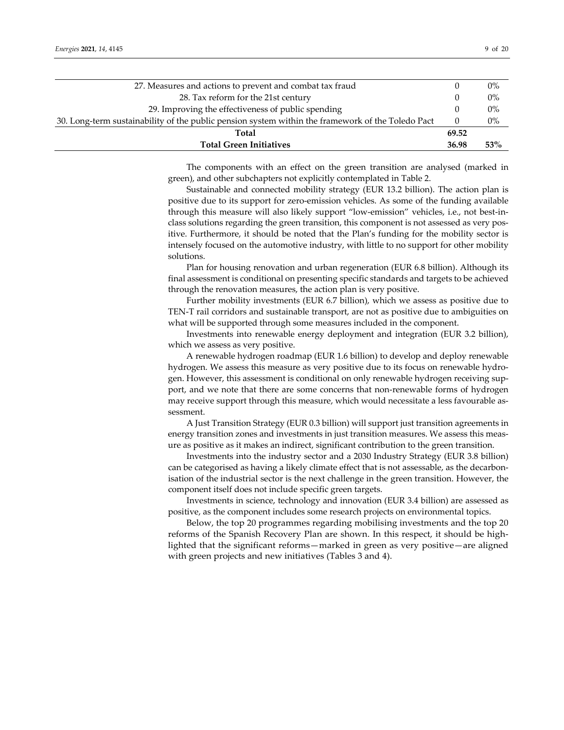| | | |
|---|---|---|
| 27. Measures and actions to prevent and combat tax fraud | 0 | 0% |
| 28. Tax reform for the 21st century | 0 | 0% |
| 29. Improving the effectiveness of public spending | 0 | 0% |
| 30. Long-term sustainability of the public pension system within the framework of the Toledo Pact | 0 | 0% |
| **Total** | **69.52** | |
| **Total Green Initiatives** | **36.98** | **53%** |

The components with an effect on the green transition are analysed (marked in green), and other subchapters not explicitly contemplated in Table 2.

Sustainable and connected mobility strategy (EUR 13.2 billion). The action plan is positive due to its support for zero-emission vehicles. As some of the funding available through this measure will also likely support "low-emission" vehicles, i.e., not best-in-class solutions regarding the green transition, this component is not assessed as very positive. Furthermore, it should be noted that the Plan's funding for the mobility sector is intensely focused on the automotive industry, with little to no support for other mobility solutions.

Plan for housing renovation and urban regeneration (EUR 6.8 billion). Although its final assessment is conditional on presenting specific standards and targets to be achieved through the renovation measures, the action plan is very positive.

Further mobility investments (EUR 6.7 billion), which we assess as positive due to TEN-T rail corridors and sustainable transport, are not as positive due to ambiguities on what will be supported through some measures included in the component.

Investments into renewable energy deployment and integration (EUR 3.2 billion), which we assess as very positive.

A renewable hydrogen roadmap (EUR 1.6 billion) to develop and deploy renewable hydrogen. We assess this measure as very positive due to its focus on renewable hydrogen. However, this assessment is conditional on only renewable hydrogen receiving support, and we note that there are some concerns that non-renewable forms of hydrogen may receive support through this measure, which would necessitate a less favourable assessment.

A Just Transition Strategy (EUR 0.3 billion) will support just transition agreements in energy transition zones and investments in just transition measures. We assess this measure as positive as it makes an indirect, significant contribution to the green transition.

Investments into the industry sector and a 2030 Industry Strategy (EUR 3.8 billion) can be categorised as having a likely climate effect that is not assessable, as the decarbonisation of the industrial sector is the next challenge in the green transition. However, the component itself does not include specific green targets.

Investments in science, technology and innovation (EUR 3.4 billion) are assessed as positive, as the component includes some research projects on environmental topics.

Below, the top 20 programmes regarding mobilising investments and the top 20 reforms of the Spanish Recovery Plan are shown. In this respect, it should be highlighted that the significant reforms—marked in green as very positive—are aligned with green projects and new initiatives (Tables 3 and 4).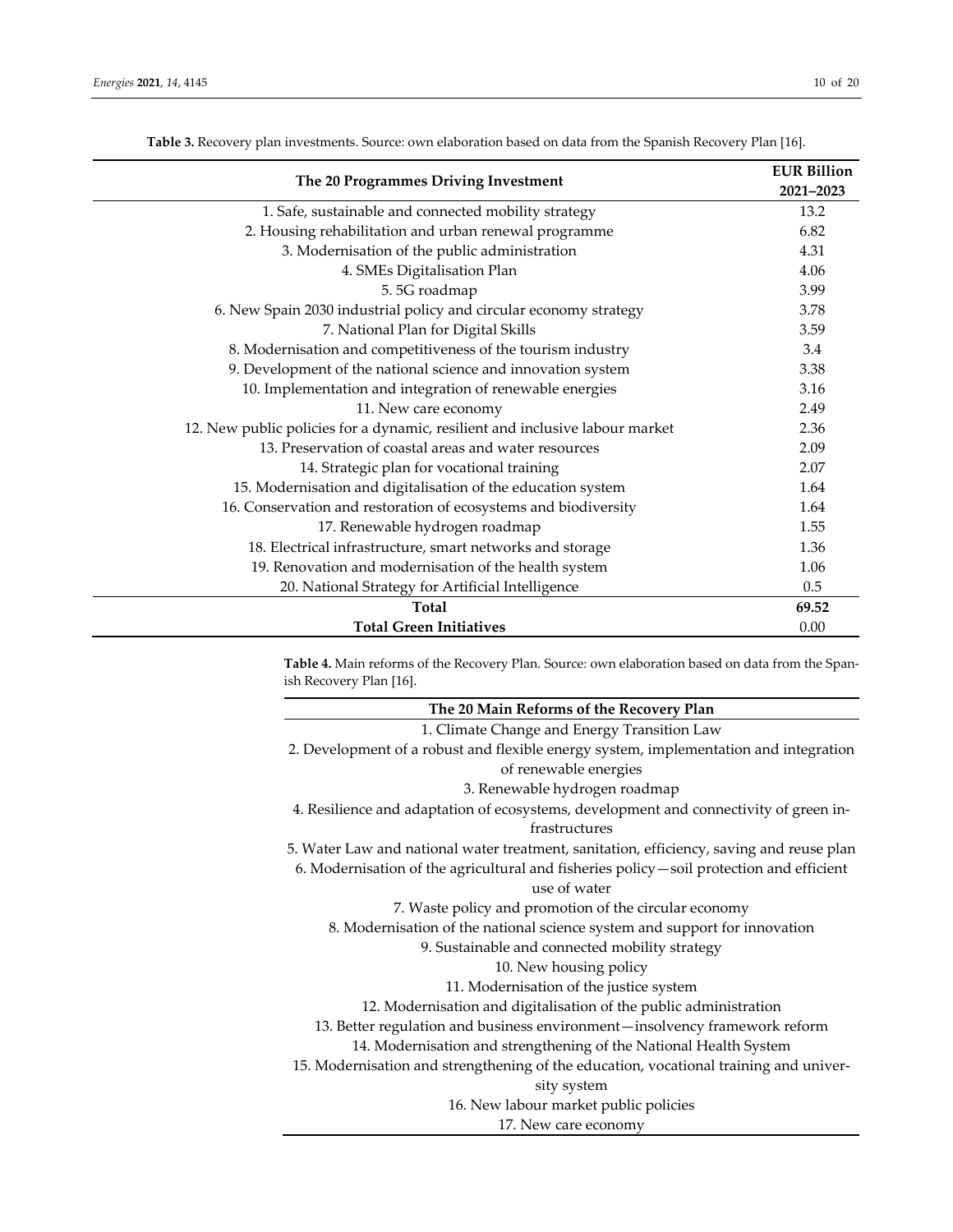**Table 3.** Recovery plan investments. Source: own elaboration based on data from the Spanish Recovery Plan [16].

| The 20 Programmes Driving Investment | EUR Billion 2021–2023 |
| --- | --- |
| 1. Safe, sustainable and connected mobility strategy | 13.2 |
| 2. Housing rehabilitation and urban renewal programme | 6.82 |
| 3. Modernisation of the public administration | 4.31 |
| 4. SMEs Digitalisation Plan | 4.06 |
| 5. 5G roadmap | 3.99 |
| 6. New Spain 2030 industrial policy and circular economy strategy | 3.78 |
| 7. National Plan for Digital Skills | 3.59 |
| 8. Modernisation and competitiveness of the tourism industry | 3.4 |
| 9. Development of the national science and innovation system | 3.38 |
| 10. Implementation and integration of renewable energies | 3.16 |
| 11. New care economy | 2.49 |
| 12. New public policies for a dynamic, resilient and inclusive labour market | 2.36 |
| 13. Preservation of coastal areas and water resources | 2.09 |
| 14. Strategic plan for vocational training | 2.07 |
| 15. Modernisation and digitalisation of the education system | 1.64 |
| 16. Conservation and restoration of ecosystems and biodiversity | 1.64 |
| 17. Renewable hydrogen roadmap | 1.55 |
| 18. Electrical infrastructure, smart networks and storage | 1.36 |
| 19. Renovation and modernisation of the health system | 1.06 |
| 20. National Strategy for Artificial Intelligence | 0.5 |
| **Total** | **69.52** |
| **Total Green Initiatives** | 0.00 |

**Table 4.** Main reforms of the Recovery Plan. Source: own elaboration based on data from the Spanish Recovery Plan [16].

| The 20 Main Reforms of the Recovery Plan |
| --- |
| 1. Climate Change and Energy Transition Law |
| 2. Development of a robust and flexible energy system, implementation and integration of renewable energies |
| 3. Renewable hydrogen roadmap |
| 4. Resilience and adaptation of ecosystems, development and connectivity of green infrastructures |
| 5. Water Law and national water treatment, sanitation, efficiency, saving and reuse plan |
| 6. Modernisation of the agricultural and fisheries policy—soil protection and efficient use of water |
| 7. Waste policy and promotion of the circular economy |
| 8. Modernisation of the national science system and support for innovation |
| 9. Sustainable and connected mobility strategy |
| 10. New housing policy |
| 11. Modernisation of the justice system |
| 12. Modernisation and digitalisation of the public administration |
| 13. Better regulation and business environment—insolvency framework reform |
| 14. Modernisation and strengthening of the National Health System |
| 15. Modernisation and strengthening of the education, vocational training and university system |
| 16. New labour market public policies |
| 17. New care economy |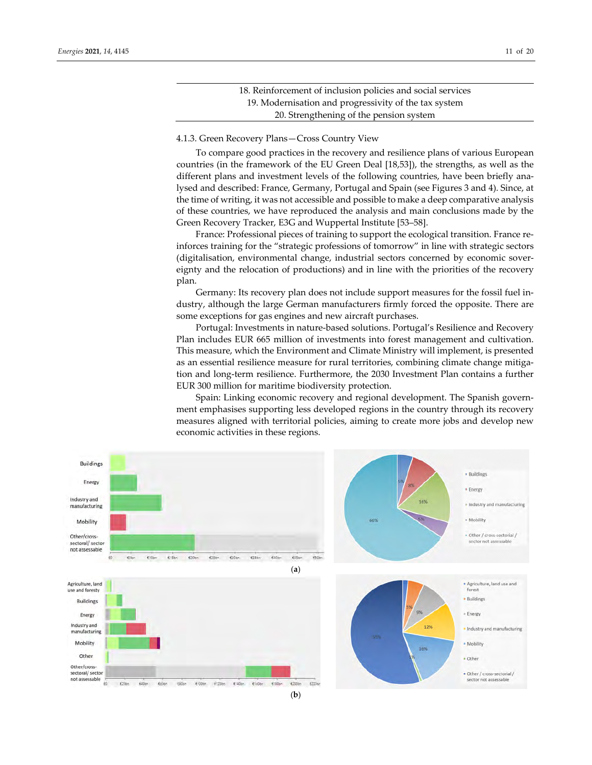| 18. Reinforcement of inclusion policies and social services |
|---|
| 19. Modernisation and progressivity of the tax system |
| 20. Strengthening of the pension system |

#### 4.1.3. Green Recovery Plans—Cross Country View

To compare good practices in the recovery and resilience plans of various European countries (in the framework of the EU Green Deal [18,53]), the strengths, as well as the different plans and investment levels of the following countries, have been briefly analysed and described: France, Germany, Portugal and Spain (see Figures 3 and 4). Since, at the time of writing, it was not accessible and possible to make a deep comparative analysis of these countries, we have reproduced the analysis and main conclusions made by the Green Recovery Tracker, E3G and Wuppertal Institute [53–58].

France: Professional pieces of training to support the ecological transition. France reinforces training for the "strategic professions of tomorrow" in line with strategic sectors (digitalisation, environmental change, industrial sectors concerned by economic sovereignty and the relocation of productions) and in line with the priorities of the recovery plan.

Germany: Its recovery plan does not include support measures for the fossil fuel industry, although the large German manufacturers firmly forced the opposite. There are some exceptions for gas engines and new aircraft purchases.

Portugal: Investments in nature-based solutions. Portugal's Resilience and Recovery Plan includes EUR 665 million of investments into forest management and cultivation. This measure, which the Environment and Climate Ministry will implement, is presented as an essential resilience measure for rural territories, combining climate change mitigation and long-term resilience. Furthermore, the 2030 Investment Plan contains a further EUR 300 million for maritime biodiversity protection.

Spain: Linking economic recovery and regional development. The Spanish government emphasises supporting less developed regions in the country through its recovery measures aligned with territorial policies, aiming to create more jobs and develop new economic activities in these regions.

(a)

(b)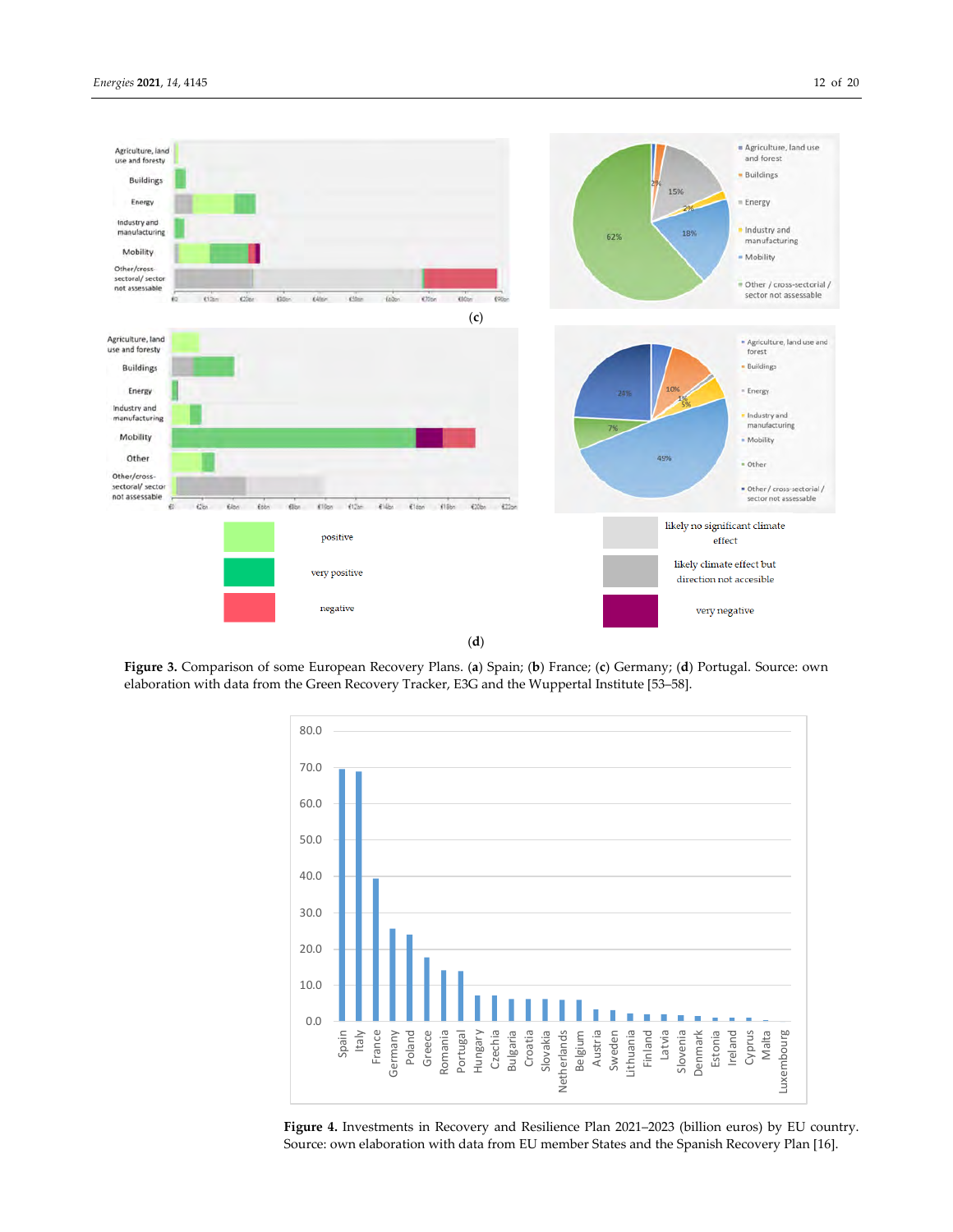(c)

(d)

**Figure 3.** Comparison of some European Recovery Plans. (**a**) Spain; (**b**) France; (**c**) Germany; (**d**) Portugal. Source: own elaboration with data from the Green Recovery Tracker, E3G and the Wuppertal Institute [53–58].

**Figure 4.** Investments in Recovery and Resilience Plan 2021–2023 (billion euros) by EU country. Source: own elaboration with data from EU member States and the Spanish Recovery Plan [16].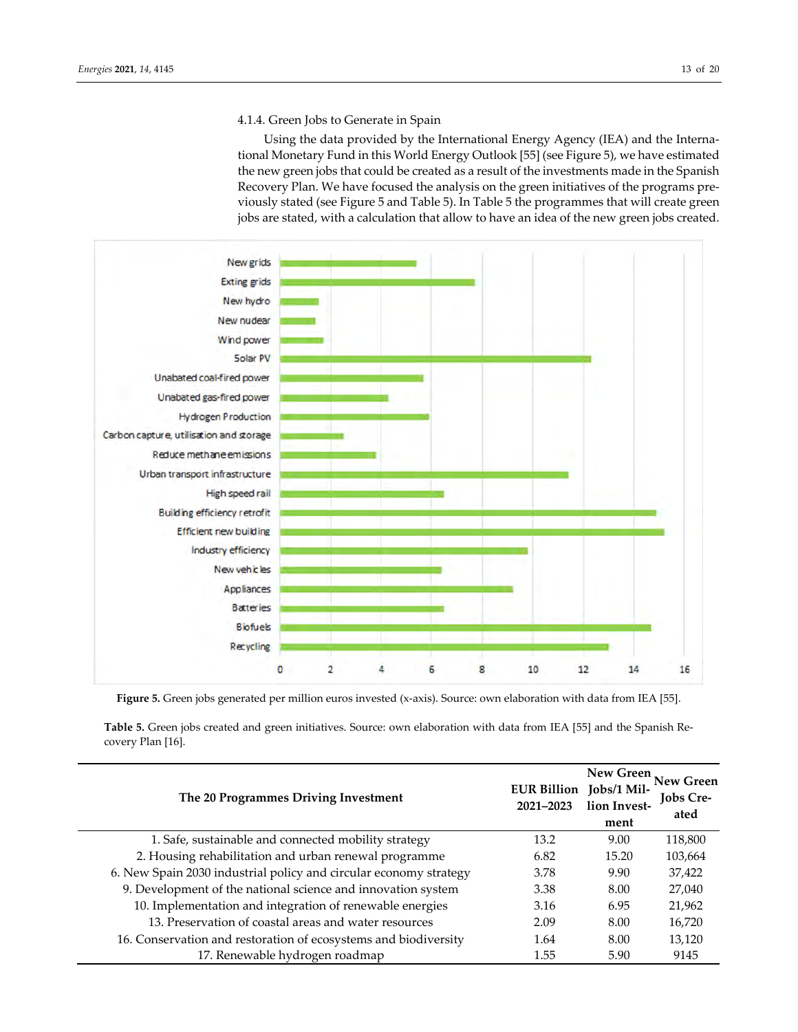#### 4.1.4. Green Jobs to Generate in Spain

Using the data provided by the International Energy Agency (IEA) and the International Monetary Fund in this World Energy Outlook [55] (see Figure 5), we have estimated the new green jobs that could be created as a result of the investments made in the Spanish Recovery Plan. We have focused the analysis on the green initiatives of the programs previously stated (see Figure 5 and Table 5). In Table 5 the programmes that will create green jobs are stated, with a calculation that allow to have an idea of the new green jobs created.

**Figure 5.** Green jobs generated per million euros invested (x-axis). Source: own elaboration with data from IEA [55].

**Table 5.** Green jobs created and green initiatives. Source: own elaboration with data from IEA [55] and the Spanish Recovery Plan [16].

| The 20 Programmes Driving Investment | EUR Billion 2021–2023 | New Green Jobs/1 Million Investment | New Green Jobs Created |
|---|---|---|---|
| 1. Safe, sustainable and connected mobility strategy | 13.2 | 9.00 | 118,800 |
| 2. Housing rehabilitation and urban renewal programme | 6.82 | 15.20 | 103,664 |
| 6. New Spain 2030 industrial policy and circular economy strategy | 3.78 | 9.90 | 37,422 |
| 9. Development of the national science and innovation system | 3.38 | 8.00 | 27,040 |
| 10. Implementation and integration of renewable energies | 3.16 | 6.95 | 21,962 |
| 13. Preservation of coastal areas and water resources | 2.09 | 8.00 | 16,720 |
| 16. Conservation and restoration of ecosystems and biodiversity | 1.64 | 8.00 | 13,120 |
| 17. Renewable hydrogen roadmap | 1.55 | 5.90 | 9145 |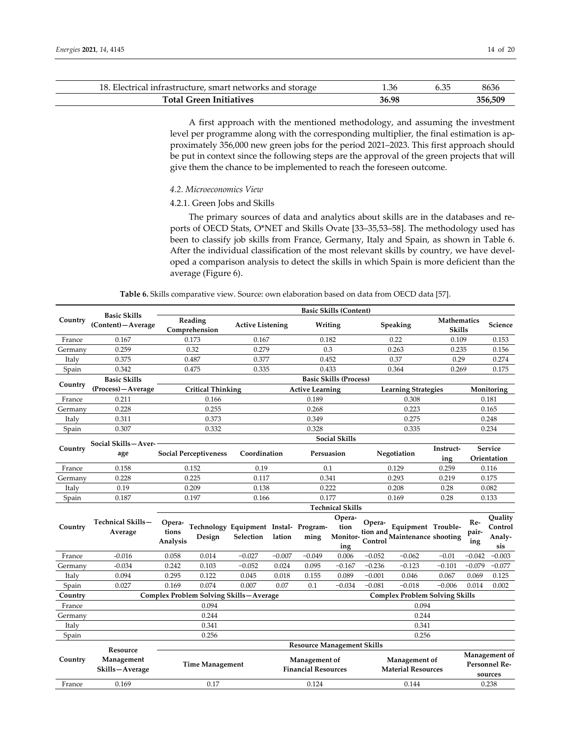| 18. Electrical infrastructure, smart networks and storage | 1.36 | 6.35 | 8636 |
|---|---|---|---|
| **Total Green Initiatives** | **36.98** | | **356,509** |

A first approach with the mentioned methodology, and assuming the investment level per programme along with the corresponding multiplier, the final estimation is approximately 356,000 new green jobs for the period 2021–2023. This first approach should be put in context since the following steps are the approval of the green projects that will give them the chance to be implemented to reach the foreseen outcome.

### *4.2. Microeconomics View*

#### 4.2.1. Green Jobs and Skills

The primary sources of data and analytics about skills are in the databases and reports of OECD Stats, O*NET and Skills Ovate [33–35,53–58]. The methodology used has been to classify job skills from France, Germany, Italy and Spain, as shown in Table 6. After the individual classification of the most relevant skills by country, we have developed a comparison analysis to detect the skills in which Spain is more deficient than the average (Figure 6).

**Table 6.** Skills comparative view. Source: own elaboration based on data from OECD data [57].

| Country | Basic Skills (Content)—Average | Basic Skills (Content) | | | | | |
|---|---|---|---|---|---|---|---|
| | | Reading Comprehension | Active Listening | Writing | Speaking | Mathematics Skills | Science |
| France | 0.167 | 0.173 | 0.167 | 0.182 | 0.22 | 0.109 | 0.153 |
| Germany | 0.259 | 0.32 | 0.279 | 0.3 | 0.263 | 0.235 | 0.156 |
| Italy | 0.375 | 0.487 | 0.377 | 0.452 | 0.37 | 0.29 | 0.274 |
| Spain | 0.342 | 0.475 | 0.335 | 0.433 | 0.364 | 0.269 | 0.175 |

| Country | Basic Skills (Process)—Average | Basic Skills (Process) | | | |
|---|---|---|---|---|---|
| | | Critical Thinking | Active Learning | Learning Strategies | Monitoring |
| France | 0.211 | 0.166 | 0.189 | 0.308 | 0.181 |
| Germany | 0.228 | 0.255 | 0.268 | 0.223 | 0.165 |
| Italy | 0.311 | 0.373 | 0.349 | 0.275 | 0.248 |
| Spain | 0.307 | 0.332 | 0.328 | 0.335 | 0.234 |

| Country | Social Skills—Average | Social Skills | | | | | |
|---|---|---|---|---|---|---|---|
| | | Social Perceptiveness | Coordination | Persuasion | Negotiation | Instructing | Service Orientation |
| France | 0.158 | 0.152 | 0.19 | 0.1 | 0.129 | 0.259 | 0.116 |
| Germany | 0.228 | 0.225 | 0.117 | 0.341 | 0.293 | 0.219 | 0.175 |
| Italy | 0.19 | 0.209 | 0.138 | 0.222 | 0.208 | 0.28 | 0.082 |
| Spain | 0.187 | 0.197 | 0.166 | 0.177 | 0.169 | 0.28 | 0.133 |

| Country | Technical Skills—Average | Technical Skills | | | | | | | | | | |
|---|---|---|---|---|---|---|---|---|---|---|---|---|
| | | Operations Analysis | Technology Design | Equipment Selection | Installation | Programming | Operation Monitoring | Operation and Control | Equipment Maintenance | Troubleshooting | Repairing | Quality Control Analysis |
| France | -0.016 | 0.058 | 0.014 | −0.027 | −0.007 | −0.049 | 0.006 | −0.052 | −0.062 | −0.01 | −0.042 | −0.003 |
| Germany | -0.034 | 0.242 | 0.103 | −0.052 | 0.024 | 0.095 | −0.167 | −0.236 | −0.123 | −0.101 | −0.079 | −0.077 |
| Italy | 0.094 | 0.295 | 0.122 | 0.045 | 0.018 | 0.155 | 0.089 | −0.001 | 0.046 | 0.067 | 0.069 | 0.125 |
| Spain | 0.027 | 0.169 | 0.074 | 0.007 | 0.07 | 0.1 | −0.034 | −0.081 | −0.018 | −0.006 | 0.014 | 0.002 |

| Country | Complex Problem Solving Skills—Average | Complex Problem Solving Skills |
|---|---|---|
| France | 0.094 | 0.094 |
| Germany | 0.244 | 0.244 |
| Italy | 0.341 | 0.341 |
| Spain | 0.256 | 0.256 |

| Country | Resource Management Skills—Average | Resource Management Skills | | | |
|---|---|---|---|---|---|
| | | Time Management | Management of Financial Resources | Management of Material Resources | Management of Personnel Resources |
| France | 0.169 | 0.17 | 0.124 | 0.144 | 0.238 |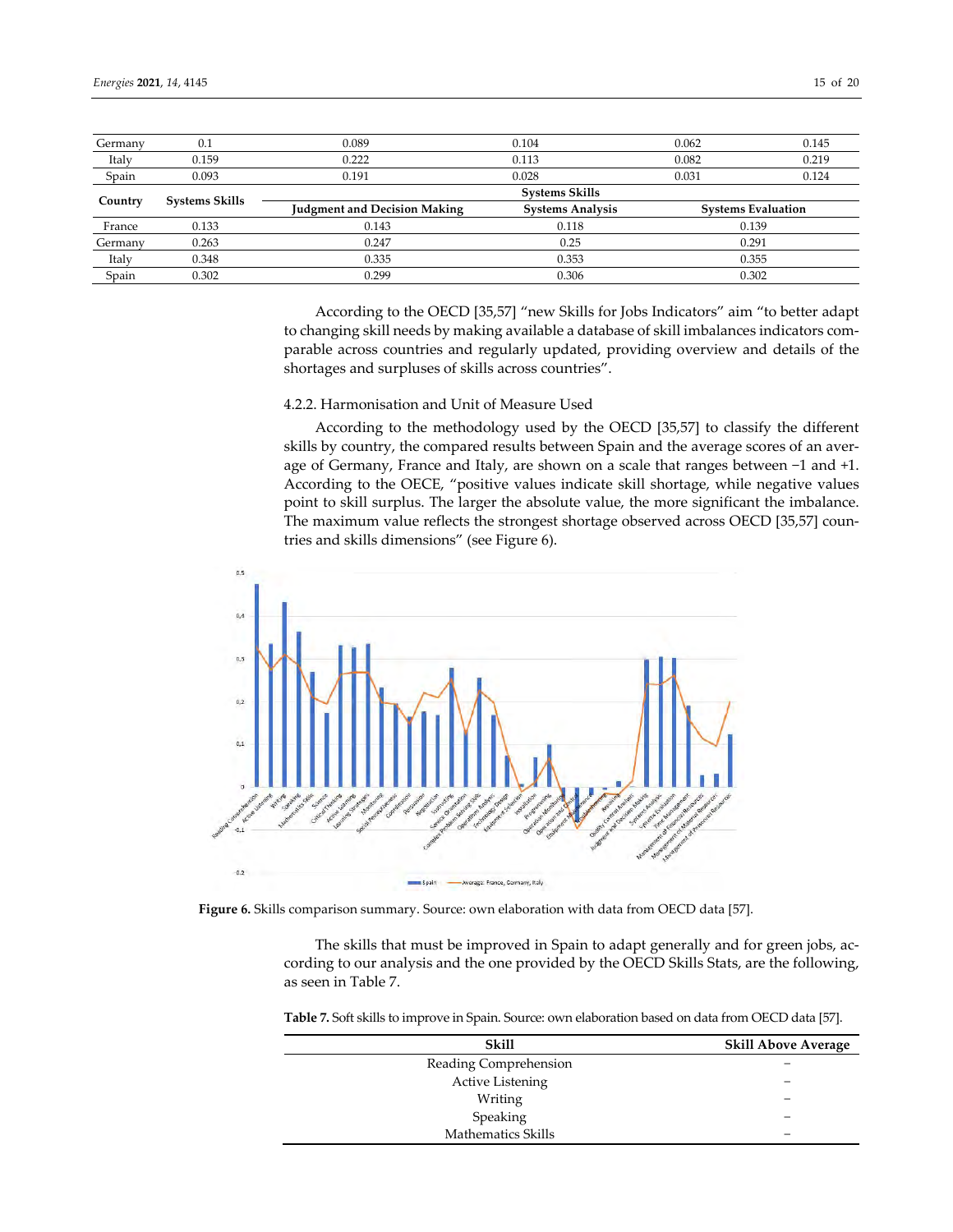| | | | | | |
|---|---|---|---|---|---|
| Germany | 0.1 | 0.089 | 0.104 | 0.062 | 0.145 |
| Italy | 0.159 | 0.222 | 0.113 | 0.082 | 0.219 |
| Spain | 0.093 | 0.191 | 0.028 | 0.031 | 0.124 |

| Country | Systems Skills | Systems Skills | | |
|---|---|---|---|---|
| | | Judgment and Decision Making | Systems Analysis | Systems Evaluation |
| France | 0.133 | 0.143 | 0.118 | 0.139 |
| Germany | 0.263 | 0.247 | 0.25 | 0.291 |
| Italy | 0.348 | 0.335 | 0.353 | 0.355 |
| Spain | 0.302 | 0.299 | 0.306 | 0.302 |

According to the OECD [35,57] "new Skills for Jobs Indicators" aim "to better adapt to changing skill needs by making available a database of skill imbalances indicators comparable across countries and regularly updated, providing overview and details of the shortages and surpluses of skills across countries".

#### 4.2.2. Harmonisation and Unit of Measure Used

According to the methodology used by the OECD [35,57] to classify the different skills by country, the compared results between Spain and the average scores of an average of Germany, France and Italy, are shown on a scale that ranges between −1 and +1. According to the OECE, "positive values indicate skill shortage, while negative values point to skill surplus. The larger the absolute value, the more significant the imbalance. The maximum value reflects the strongest shortage observed across OECD [35,57] countries and skills dimensions" (see Figure 6).

**Figure 6.** Skills comparison summary. Source: own elaboration with data from OECD data [57].

The skills that must be improved in Spain to adapt generally and for green jobs, according to our analysis and the one provided by the OECD Skills Stats, are the following, as seen in Table 7.

**Table 7.** Soft skills to improve in Spain. Source: own elaboration based on data from OECD data [57].

| Skill | Skill Above Average |
|---|---|
| Reading Comprehension | − |
| Active Listening | − |
| Writing | − |
| Speaking | − |
| Mathematics Skills | − |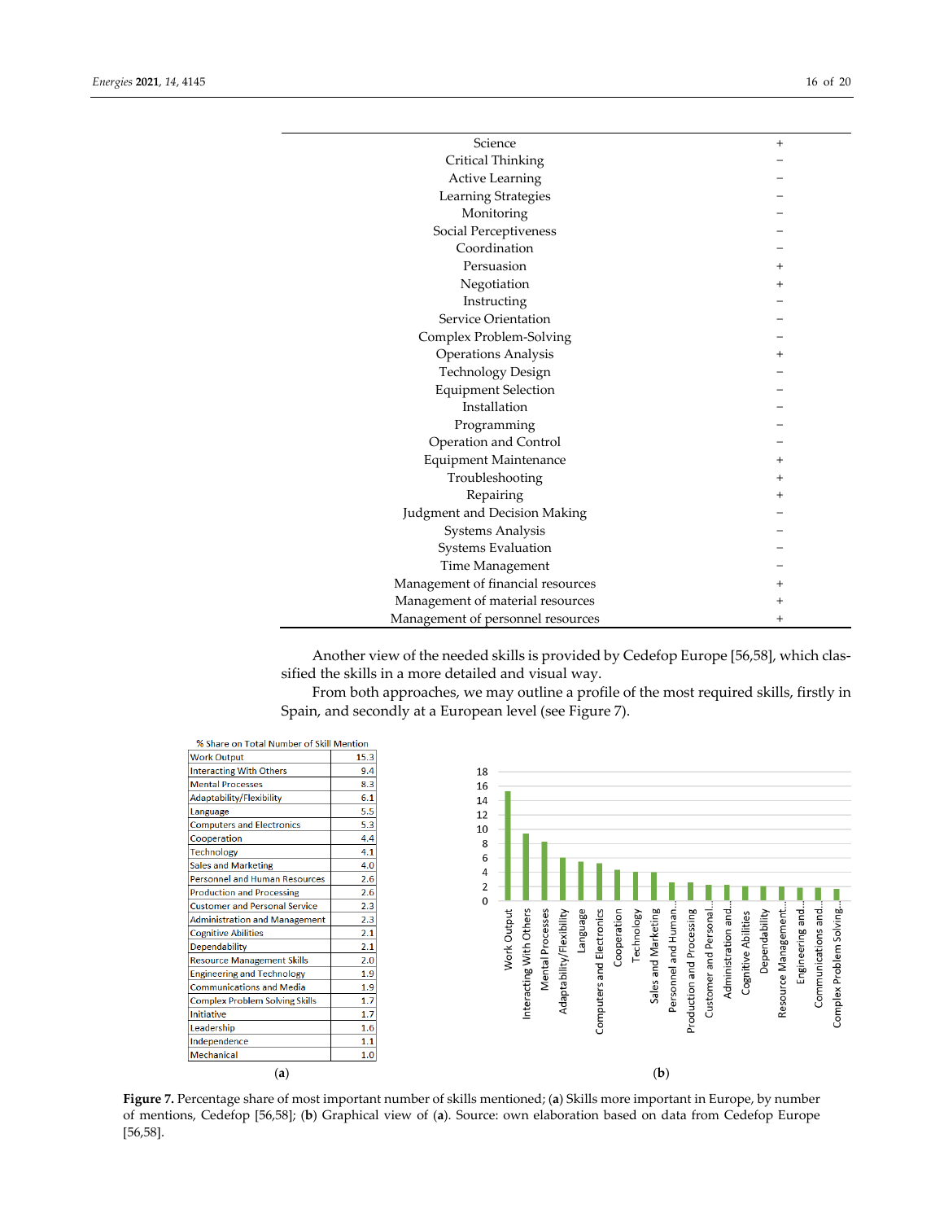| | |
|---|---|
| Science | + |
| Critical Thinking | − |
| Active Learning | − |
| Learning Strategies | − |
| Monitoring | − |
| Social Perceptiveness | − |
| Coordination | − |
| Persuasion | + |
| Negotiation | + |
| Instructing | − |
| Service Orientation | − |
| Complex Problem-Solving | − |
| Operations Analysis | + |
| Technology Design | − |
| Equipment Selection | − |
| Installation | − |
| Programming | − |
| Operation and Control | − |
| Equipment Maintenance | + |
| Troubleshooting | + |
| Repairing | + |
| Judgment and Decision Making | − |
| Systems Analysis | − |
| Systems Evaluation | − |
| Time Management | − |
| Management of financial resources | + |
| Management of material resources | + |
| Management of personnel resources | + |

Another view of the needed skills is provided by Cedefop Europe [56,58], which classified the skills in a more detailed and visual way.

From both approaches, we may outline a profile of the most required skills, firstly in Spain, and secondly at a European level (see Figure 7).

| % Share on Total Number of Skill Mention | |
|---|---|
| Work Output | 15.3 |
| Interacting With Others | 9.4 |
| Mental Processes | 8.3 |
| Adaptability/Flexibility | 6.1 |
| Language | 5.5 |
| Computers and Electronics | 5.3 |
| Cooperation | 4.4 |
| Technology | 4.1 |
| Sales and Marketing | 4.0 |
| Personnel and Human Resources | 2.6 |
| Production and Processing | 2.6 |
| Customer and Personal Service | 2.3 |
| Administration and Management | 2.3 |
| Cognitive Abilities | 2.1 |
| Dependability | 2.1 |
| Resource Management Skills | 2.0 |
| Engineering and Technology | 1.9 |
| Communications and Media | 1.9 |
| Complex Problem Solving Skills | 1.7 |
| Initiative | 1.7 |
| Leadership | 1.6 |
| Independence | 1.1 |
| Mechanical | 1.0 |

(a)

(b)

**Figure 7.** Percentage share of most important number of skills mentioned; (**a**) Skills more important in Europe, by number of mentions, Cedefop [56,58]; (**b**) Graphical view of (**a**). Source: own elaboration based on data from Cedefop Europe [56,58].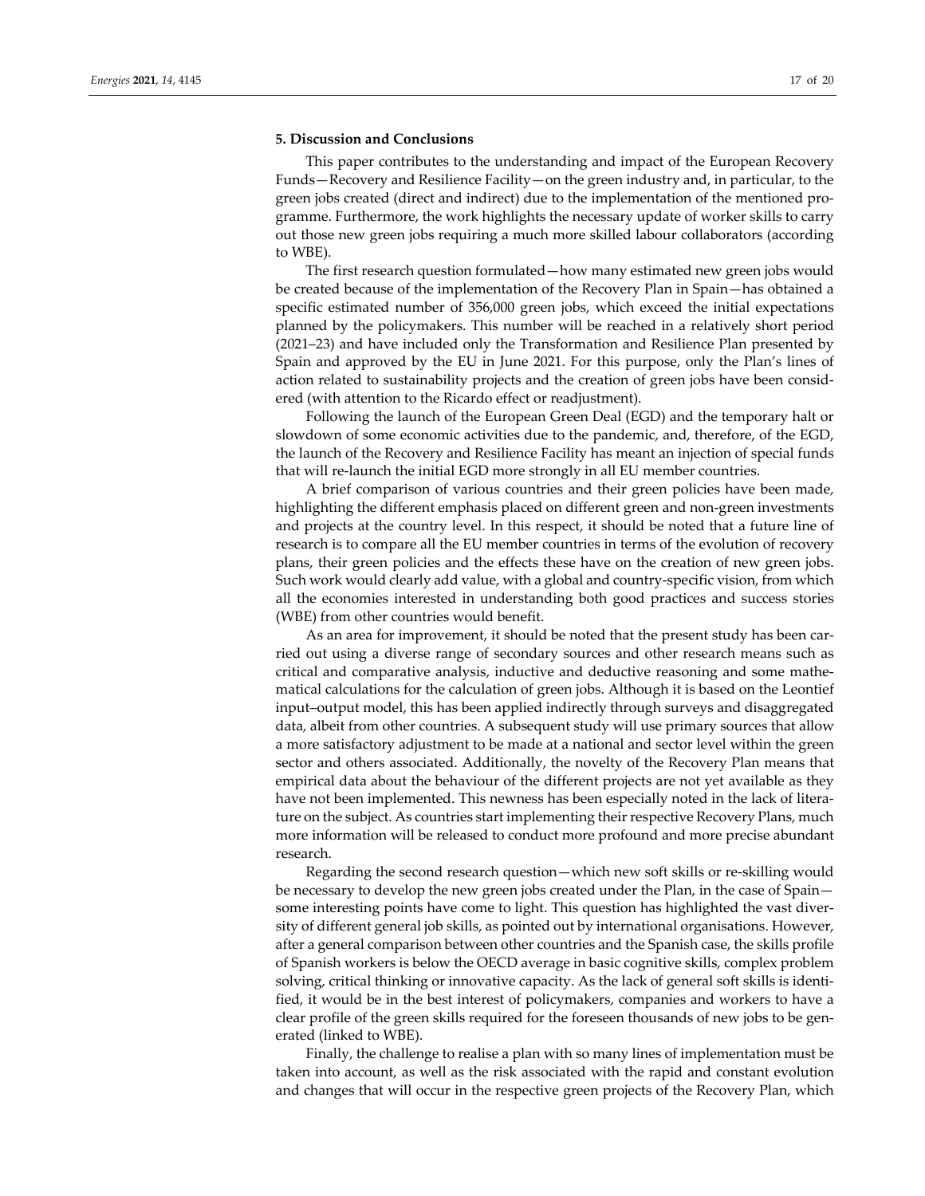## 5. Discussion and Conclusions

This paper contributes to the understanding and impact of the European Recovery Funds—Recovery and Resilience Facility—on the green industry and, in particular, to the green jobs created (direct and indirect) due to the implementation of the mentioned programme. Furthermore, the work highlights the necessary update of worker skills to carry out those new green jobs requiring a much more skilled labour collaborators (according to WBE).

The first research question formulated—how many estimated new green jobs would be created because of the implementation of the Recovery Plan in Spain—has obtained a specific estimated number of 356,000 green jobs, which exceed the initial expectations planned by the policymakers. This number will be reached in a relatively short period (2021–23) and have included only the Transformation and Resilience Plan presented by Spain and approved by the EU in June 2021. For this purpose, only the Plan's lines of action related to sustainability projects and the creation of green jobs have been considered (with attention to the Ricardo effect or readjustment).

Following the launch of the European Green Deal (EGD) and the temporary halt or slowdown of some economic activities due to the pandemic, and, therefore, of the EGD, the launch of the Recovery and Resilience Facility has meant an injection of special funds that will re-launch the initial EGD more strongly in all EU member countries.

A brief comparison of various countries and their green policies have been made, highlighting the different emphasis placed on different green and non-green investments and projects at the country level. In this respect, it should be noted that a future line of research is to compare all the EU member countries in terms of the evolution of recovery plans, their green policies and the effects these have on the creation of new green jobs. Such work would clearly add value, with a global and country-specific vision, from which all the economies interested in understanding both good practices and success stories (WBE) from other countries would benefit.

As an area for improvement, it should be noted that the present study has been carried out using a diverse range of secondary sources and other research means such as critical and comparative analysis, inductive and deductive reasoning and some mathematical calculations for the calculation of green jobs. Although it is based on the Leontief input–output model, this has been applied indirectly through surveys and disaggregated data, albeit from other countries. A subsequent study will use primary sources that allow a more satisfactory adjustment to be made at a national and sector level within the green sector and others associated. Additionally, the novelty of the Recovery Plan means that empirical data about the behaviour of the different projects are not yet available as they have not been implemented. This newness has been especially noted in the lack of literature on the subject. As countries start implementing their respective Recovery Plans, much more information will be released to conduct more profound and more precise abundant research.

Regarding the second research question—which new soft skills or re-skilling would be necessary to develop the new green jobs created under the Plan, in the case of Spain—some interesting points have come to light. This question has highlighted the vast diversity of different general job skills, as pointed out by international organisations. However, after a general comparison between other countries and the Spanish case, the skills profile of Spanish workers is below the OECD average in basic cognitive skills, complex problem solving, critical thinking or innovative capacity. As the lack of general soft skills is identified, it would be in the best interest of policymakers, companies and workers to have a clear profile of the green skills required for the foreseen thousands of new jobs to be generated (linked to WBE).

Finally, the challenge to realise a plan with so many lines of implementation must be taken into account, as well as the risk associated with the rapid and constant evolution and changes that will occur in the respective green projects of the Recovery Plan, which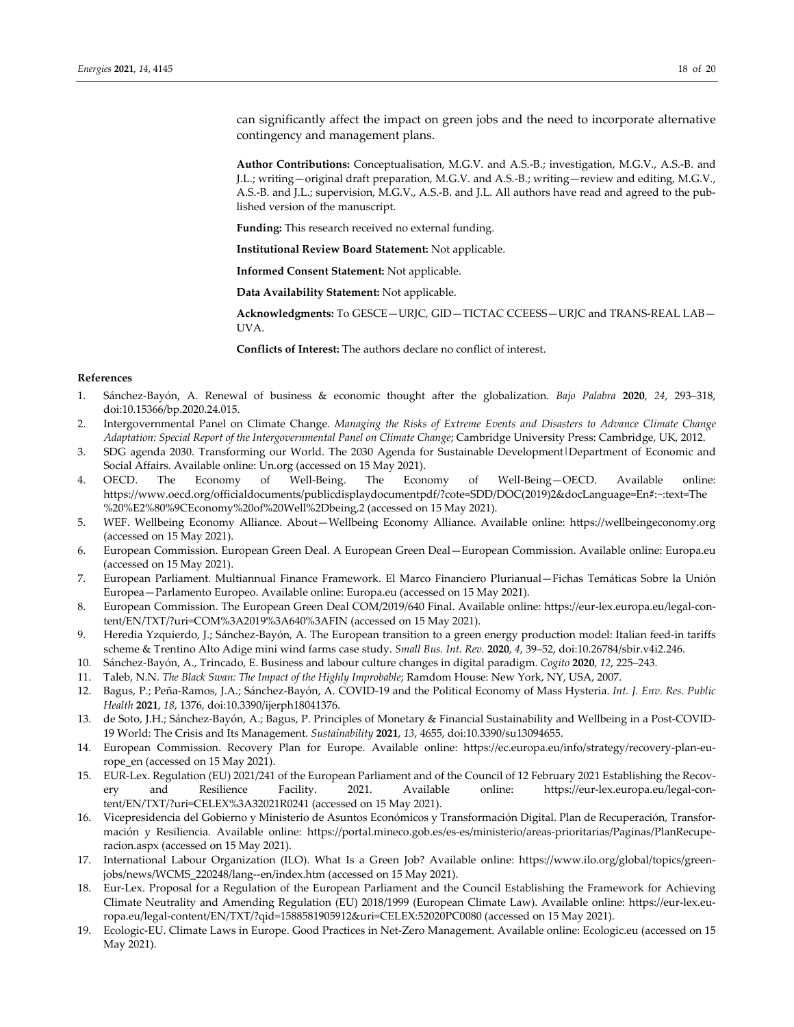can significantly affect the impact on green jobs and the need to incorporate alternative contingency and management plans.

**Author Contributions:** Conceptualisation, M.G.V. and A.S.-B.; investigation, M.G.V., A.S.-B. and J.L.; writing—original draft preparation, M.G.V. and A.S.-B.; writing—review and editing, M.G.V., A.S.-B. and J.L.; supervision, M.G.V., A.S.-B. and J.L. All authors have read and agreed to the published version of the manuscript.

**Funding:** This research received no external funding.

**Institutional Review Board Statement:** Not applicable.

**Informed Consent Statement:** Not applicable.

**Data Availability Statement:** Not applicable.

**Acknowledgments:** To GESCE—URJC, GID—TICTAC CCEESS—URJC and TRANS-REAL LAB—UVA.

**Conflicts of Interest:** The authors declare no conflict of interest.

## References

1. Sánchez-Bayón, A. Renewal of business & economic thought after the globalization. *Bajo Palabra* **2020**, *24*, 293–318, doi:10.15366/bp.2020.24.015.
2. Intergovernmental Panel on Climate Change. *Managing the Risks of Extreme Events and Disasters to Advance Climate Change Adaptation: Special Report of the Intergovernmental Panel on Climate Change*; Cambridge University Press: Cambridge, UK, 2012.
3. SDG agenda 2030. Transforming our World. The 2030 Agenda for Sustainable Development|Department of Economic and Social Affairs. Available online: Un.org (accessed on 15 May 2021).
4. OECD. The Economy of Well-Being. The Economy of Well-Being—OECD. Available online: https://www.oecd.org/officialdocuments/publicdisplaydocumentpdf/?cote=SDD/DOC(2019)2&docLanguage=En#:~:text=The%20%E2%80%9CEconomy%20of%20Well%2Dbeing,2 (accessed on 15 May 2021).
5. WEF. Wellbeing Economy Alliance. About—Wellbeing Economy Alliance. Available online: https://wellbeingeconomy.org (accessed on 15 May 2021).
6. European Commission. European Green Deal. A European Green Deal—European Commission. Available online: Europa.eu (accessed on 15 May 2021).
7. European Parliament. Multiannual Finance Framework. El Marco Financiero Plurianual—Fichas Temáticas Sobre la Unión Europea—Parlamento Europeo. Available online: Europa.eu (accessed on 15 May 2021).
8. European Commission. The European Green Deal COM/2019/640 Final. Available online: https://eur-lex.europa.eu/legal-content/EN/TXT/?uri=COM%3A2019%3A640%3AFIN (accessed on 15 May 2021).
9. Heredia Yzquierdo, J.; Sánchez-Bayón, A. The European transition to a green energy production model: Italian feed-in tariffs scheme & Trentino Alto Adige mini wind farms case study. *Small Bus. Int. Rev.* **2020**, *4*, 39–52, doi:10.26784/sbir.v4i2.246.
10. Sánchez-Bayón, A., Trincado, E. Business and labour culture changes in digital paradigm. *Cogito* **2020**, *12*, 225–243.
11. Taleb, N.N. *The Black Swan: The Impact of the Highly Improbable*; Ramdom House: New York, NY, USA, 2007.
12. Bagus, P.; Peña-Ramos, J.A.; Sánchez-Bayón, A. COVID-19 and the Political Economy of Mass Hysteria. *Int. J. Env. Res. Public Health* **2021**, *18*, 1376, doi:10.3390/ijerph18041376.
13. de Soto, J.H.; Sánchez-Bayón, A.; Bagus, P. Principles of Monetary & Financial Sustainability and Wellbeing in a Post-COVID-19 World: The Crisis and Its Management. *Sustainability* **2021**, *13*, 4655, doi:10.3390/su13094655.
14. European Commission. Recovery Plan for Europe. Available online: https://ec.europa.eu/info/strategy/recovery-plan-europe_en (accessed on 15 May 2021).
15. EUR-Lex. Regulation (EU) 2021/241 of the European Parliament and of the Council of 12 February 2021 Establishing the Recovery and Resilience Facility. 2021. Available online: https://eur-lex.europa.eu/legal-content/EN/TXT/?uri=CELEX%3A32021R0241 (accessed on 15 May 2021).
16. Vicepresidencia del Gobierno y Ministerio de Asuntos Económicos y Transformación Digital. Plan de Recuperación, Transformación y Resiliencia. Available online: https://portal.mineco.gob.es/es-es/ministerio/areas-prioritarias/Paginas/PlanRecuperacion.aspx (accessed on 15 May 2021).
17. International Labour Organization (ILO). What Is a Green Job? Available online: https://www.ilo.org/global/topics/green-jobs/news/WCMS_220248/lang--en/index.htm (accessed on 15 May 2021).
18. Eur-Lex. Proposal for a Regulation of the European Parliament and the Council Establishing the Framework for Achieving Climate Neutrality and Amending Regulation (EU) 2018/1999 (European Climate Law). Available online: https://eur-lex.europa.eu/legal-content/EN/TXT/?qid=1588581905912&uri=CELEX:52020PC0080 (accessed on 15 May 2021).
19. Ecologic-EU. Climate Laws in Europe. Good Practices in Net-Zero Management. Available online: Ecologic.eu (accessed on 15 May 2021).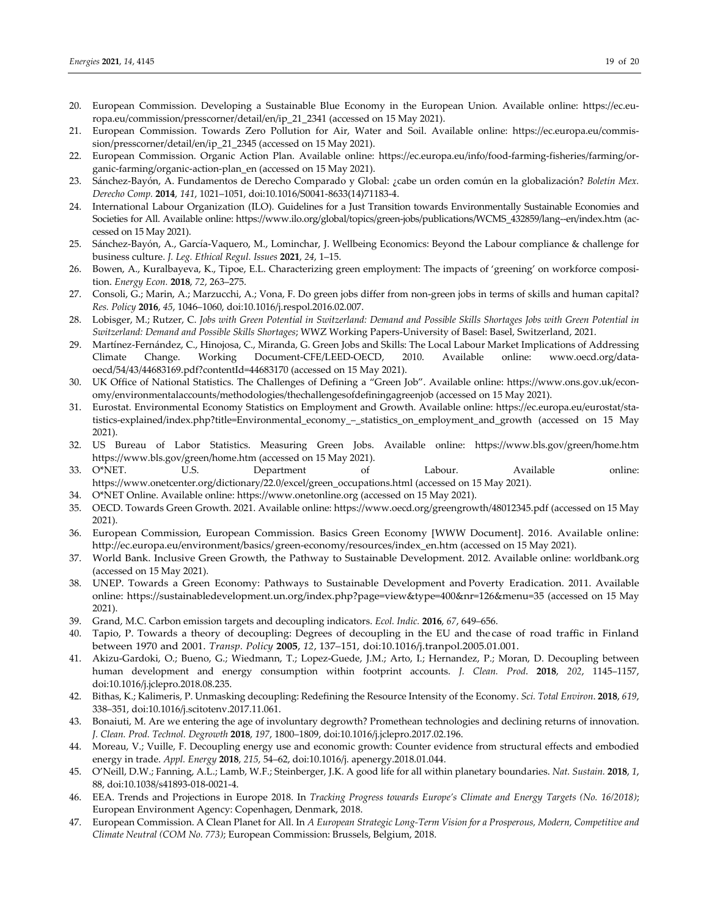20. European Commission. Developing a Sustainable Blue Economy in the European Union. Available online: https://ec.europa.eu/commission/presscorner/detail/en/ip_21_2341 (accessed on 15 May 2021).
21. European Commission. Towards Zero Pollution for Air, Water and Soil. Available online: https://ec.europa.eu/commission/presscorner/detail/en/ip_21_2345 (accessed on 15 May 2021).
22. European Commission. Organic Action Plan. Available online: https://ec.europa.eu/info/food-farming-fisheries/farming/organic-farming/organic-action-plan_en (accessed on 15 May 2021).
23. Sánchez-Bayón, A. Fundamentos de Derecho Comparado y Global: ¿cabe un orden común en la globalización? *Boletín Mex. Derecho Comp.* **2014**, *141*, 1021–1051, doi:10.1016/S0041-8633(14)71183-4.
24. International Labour Organization (ILO). Guidelines for a Just Transition towards Environmentally Sustainable Economies and Societies for All. Available online: https://www.ilo.org/global/topics/green-jobs/publications/WCMS_432859/lang--en/index.htm (accessed on 15 May 2021).
25. Sánchez-Bayón, A., García-Vaquero, M., Lominchar, J. Wellbeing Economics: Beyond the Labour compliance & challenge for business culture. *J. Leg. Ethical Regul. Issues* **2021**, *24*, 1–15.
26. Bowen, A., Kuralbayeva, K., Tipoe, E.L. Characterizing green employment: The impacts of 'greening' on workforce composition. *Energy Econ.* **2018**, *72*, 263–275.
27. Consoli, G.; Marin, A.; Marzucchi, A.; Vona, F. Do green jobs differ from non-green jobs in terms of skills and human capital? *Res. Policy* **2016**, *45*, 1046–1060, doi:10.1016/j.respol.2016.02.007.
28. Lobisger, M.; Rutzer, C. *Jobs with Green Potential in Switzerland: Demand and Possible Skills Shortages Jobs with Green Potential in Switzerland: Demand and Possible Skills Shortages*; WWZ Working Papers-University of Basel: Basel, Switzerland, 2021.
29. Martínez-Fernández, C., Hinojosa, C., Miranda, G. Green Jobs and Skills: The Local Labour Market Implications of Addressing Climate Change. Working Document-CFE/LEED-OECD, 2010. Available online: www.oecd.org/dataoecd/54/43/44683169.pdf?contentId=44683170 (accessed on 15 May 2021).
30. UK Office of National Statistics. The Challenges of Defining a "Green Job". Available online: https://www.ons.gov.uk/economy/environmentalaccounts/methodologies/thechallengesofdefiningagreenjob (accessed on 15 May 2021).
31. Eurostat. Environmental Economy Statistics on Employment and Growth. Available online: https://ec.europa.eu/eurostat/statistics-explained/index.php?title=Environmental_economy_–_statistics_on_employment_and_growth (accessed on 15 May 2021).
32. US Bureau of Labor Statistics. Measuring Green Jobs. Available online: https://www.bls.gov/green/home.htm https://www.bls.gov/green/home.htm (accessed on 15 May 2021).
33. O*NET. U.S. Department of Labour. Available online: https://www.onetcenter.org/dictionary/22.0/excel/green_occupations.html (accessed on 15 May 2021).
34. O*NET Online. Available online: https://www.onetonline.org (accessed on 15 May 2021).
35. OECD. Towards Green Growth. 2021. Available online: https://www.oecd.org/greengrowth/48012345.pdf (accessed on 15 May 2021).
36. European Commission, European Commission. Basics Green Economy [WWW Document]. 2016. Available online: http://ec.europa.eu/environment/basics/green-economy/resources/index_en.htm (accessed on 15 May 2021).
37. World Bank. Inclusive Green Growth, the Pathway to Sustainable Development. 2012. Available online: worldbank.org (accessed on 15 May 2021).
38. UNEP. Towards a Green Economy: Pathways to Sustainable Development and Poverty Eradication. 2011. Available online: https://sustainabledevelopment.un.org/index.php?page=view&type=400&nr=126&menu=35 (accessed on 15 May 2021).
39. Grand, M.C. Carbon emission targets and decoupling indicators. *Ecol. Indic.* **2016**, *67*, 649–656.
40. Tapio, P. Towards a theory of decoupling: Degrees of decoupling in the EU and the case of road traffic in Finland between 1970 and 2001. *Transp. Policy* **2005**, *12*, 137–151, doi:10.1016/j.tranpol.2005.01.001.
41. Akizu-Gardoki, O.; Bueno, G.; Wiedmann, T.; Lopez-Guede, J.M.; Arto, I.; Hernandez, P.; Moran, D. Decoupling between human development and energy consumption within footprint accounts. *J. Clean. Prod.* **2018**, *202*, 1145–1157, doi:10.1016/j.jclepro.2018.08.235.
42. Bithas, K.; Kalimeris, P. Unmasking decoupling: Redefining the Resource Intensity of the Economy. *Sci. Total Environ.* **2018**, *619*, 338–351, doi:10.1016/j.scitotenv.2017.11.061.
43. Bonaiuti, M. Are we entering the age of involuntary degrowth? Promethean technologies and declining returns of innovation. *J. Clean. Prod. Technol. Degrowth* **2018**, *197*, 1800–1809, doi:10.1016/j.jclepro.2017.02.196.
44. Moreau, V.; Vuille, F. Decoupling energy use and economic growth: Counter evidence from structural effects and embodied energy in trade. *Appl. Energy* **2018**, *215*, 54–62, doi:10.1016/j. apenergy.2018.01.044.
45. O'Neill, D.W.; Fanning, A.L.; Lamb, W.F.; Steinberger, J.K. A good life for all within planetary boundaries. *Nat. Sustain.* **2018**, *1*, 88, doi:10.1038/s41893-018-0021-4.
46. EEA. Trends and Projections in Europe 2018. In *Tracking Progress towards Europe's Climate and Energy Targets (No. 16/2018)*; European Environment Agency: Copenhagen, Denmark, 2018.
47. European Commission. A Clean Planet for All. In *A European Strategic Long-Term Vision for a Prosperous, Modern, Competitive and Climate Neutral (COM No. 773)*; European Commission: Brussels, Belgium, 2018.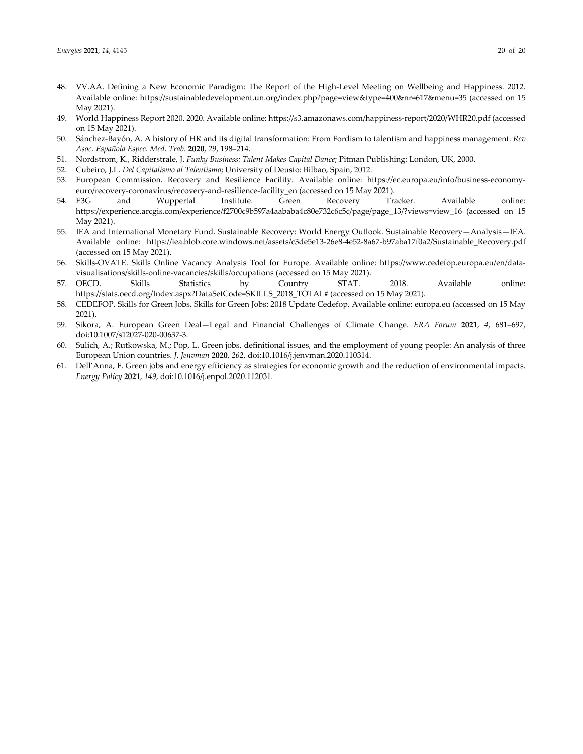48. VV.AA. Defining a New Economic Paradigm: The Report of the High-Level Meeting on Wellbeing and Happiness. 2012. Available online: https://sustainabledevelopment.un.org/index.php?page=view&type=400&nr=617&menu=35 (accessed on 15 May 2021).
49. World Happiness Report 2020. 2020. Available online: https://s3.amazonaws.com/happiness-report/2020/WHR20.pdf (accessed on 15 May 2021).
50. Sánchez-Bayón, A. A history of HR and its digital transformation: From Fordism to talentism and happiness management. *Rev Asoc. Española Espec. Med. Trab.* **2020**, *29*, 198–214.
51. Nordstrom, K., Ridderstrale, J. *Funky Business: Talent Makes Capital Dance*; Pitman Publishing: London, UK, 2000.
52. Cubeiro, J.L. *Del Capitalismo al Talentismo*; University of Deusto: Bilbao, Spain, 2012.
53. European Commission. Recovery and Resilience Facility. Available online: https://ec.europa.eu/info/business-economy-euro/recovery-coronavirus/recovery-and-resilience-facility_en (accessed on 15 May 2021).
54. E3G and Wuppertal Institute. Green Recovery Tracker. Available online: https://experience.arcgis.com/experience/f2700c9b597a4aababa4c80e732c6c5c/page/page_13/?views=view_16 (accessed on 15 May 2021).
55. IEA and International Monetary Fund. Sustainable Recovery: World Energy Outlook. Sustainable Recovery—Analysis—IEA. Available online: https://iea.blob.core.windows.net/assets/c3de5e13-26e8-4e52-8a67-b97aba17f0a2/Sustainable_Recovery.pdf (accessed on 15 May 2021).
56. Skills-OVATE. Skills Online Vacancy Analysis Tool for Europe. Available online: https://www.cedefop.europa.eu/en/data-visualisations/skills-online-vacancies/skills/occupations (accessed on 15 May 2021).
57. OECD. Skills Statistics by Country STAT. 2018. Available online: https://stats.oecd.org/Index.aspx?DataSetCode=SKILLS_2018_TOTAL# (accessed on 15 May 2021).
58. CEDEFOP. Skills for Green Jobs. Skills for Green Jobs: 2018 Update Cedefop. Available online: europa.eu (accessed on 15 May 2021).
59. Sikora, A. European Green Deal—Legal and Financial Challenges of Climate Change. *ERA Forum* **2021**, *4*, 681–697, doi:10.1007/s12027-020-00637-3.
60. Sulich, A.; Rutkowska, M.; Pop, L. Green jobs, definitional issues, and the employment of young people: An analysis of three European Union countries. *J. Jenvman* **2020**, *262*, doi:10.1016/j.jenvman.2020.110314.
61. Dell'Anna, F. Green jobs and energy efficiency as strategies for economic growth and the reduction of environmental impacts. *Energy Policy* **2021**, *149*, doi:10.1016/j.enpol.2020.112031.